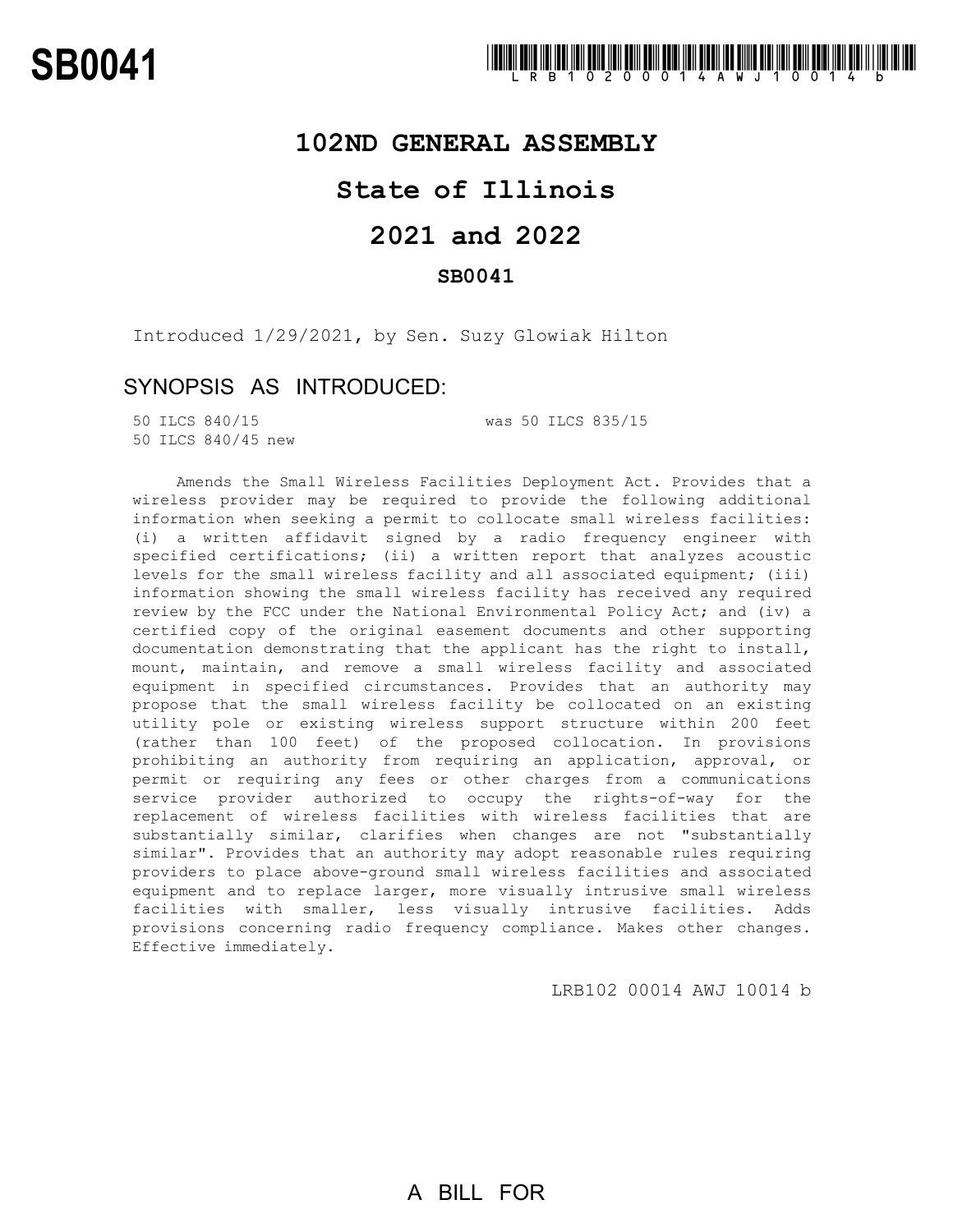# SB0041

LRB102 00014 AWJ 10014 b

## 102ND GENERAL ASSEMBLY

## State of Illinois

## 2021 and 2022

### SB0041

Introduced 1/29/2021, by Sen. Suzy Glowiak Hilton

### SYNOPSIS AS INTRODUCED:

50 ILCS 840/15 was 50 ILCS 835/15
50 ILCS 840/45 new

Amends the Small Wireless Facilities Deployment Act. Provides that a wireless provider may be required to provide the following additional information when seeking a permit to collocate small wireless facilities: (i) a written affidavit signed by a radio frequency engineer with specified certifications; (ii) a written report that analyzes acoustic levels for the small wireless facility and all associated equipment; (iii) information showing the small wireless facility has received any required review by the FCC under the National Environmental Policy Act; and (iv) a certified copy of the original easement documents and other supporting documentation demonstrating that the applicant has the right to install, mount, maintain, and remove a small wireless facility and associated equipment in specified circumstances. Provides that an authority may propose that the small wireless facility be collocated on an existing utility pole or existing wireless support structure within 200 feet (rather than 100 feet) of the proposed collocation. In provisions prohibiting an authority from requiring an application, approval, or permit or requiring any fees or other charges from a communications service provider authorized to occupy the rights-of-way for the replacement of wireless facilities with wireless facilities that are substantially similar, clarifies when changes are not "substantially similar". Provides that an authority may adopt reasonable rules requiring providers to place above-ground small wireless facilities and associated equipment and to replace larger, more visually intrusive small wireless facilities with smaller, less visually intrusive facilities. Adds provisions concerning radio frequency compliance. Makes other changes. Effective immediately.

LRB102 00014 AWJ 10014 b

A BILL FOR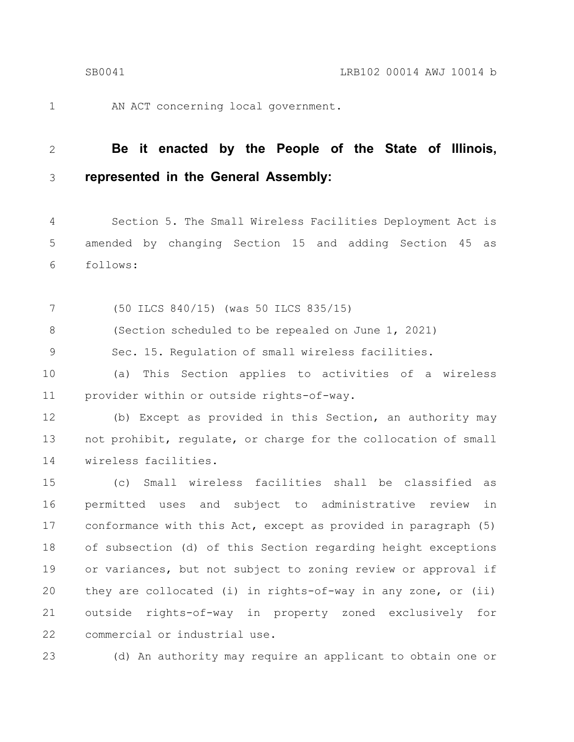AN ACT concerning local government.

**Be it enacted by the People of the State of Illinois, represented in the General Assembly:**

Section 5. The Small Wireless Facilities Deployment Act is amended by changing Section 15 and adding Section 45 as follows:

(50 ILCS 840/15) (was 50 ILCS 835/15)

(Section scheduled to be repealed on June 1, 2021)

Sec. 15. Regulation of small wireless facilities.

(a) This Section applies to activities of a wireless provider within or outside rights-of-way.

(b) Except as provided in this Section, an authority may not prohibit, regulate, or charge for the collocation of small wireless facilities.

(c) Small wireless facilities shall be classified as permitted uses and subject to administrative review in conformance with this Act, except as provided in paragraph (5) of subsection (d) of this Section regarding height exceptions or variances, but not subject to zoning review or approval if they are collocated (i) in rights-of-way in any zone, or (ii) outside rights-of-way in property zoned exclusively for commercial or industrial use.

(d) An authority may require an applicant to obtain one or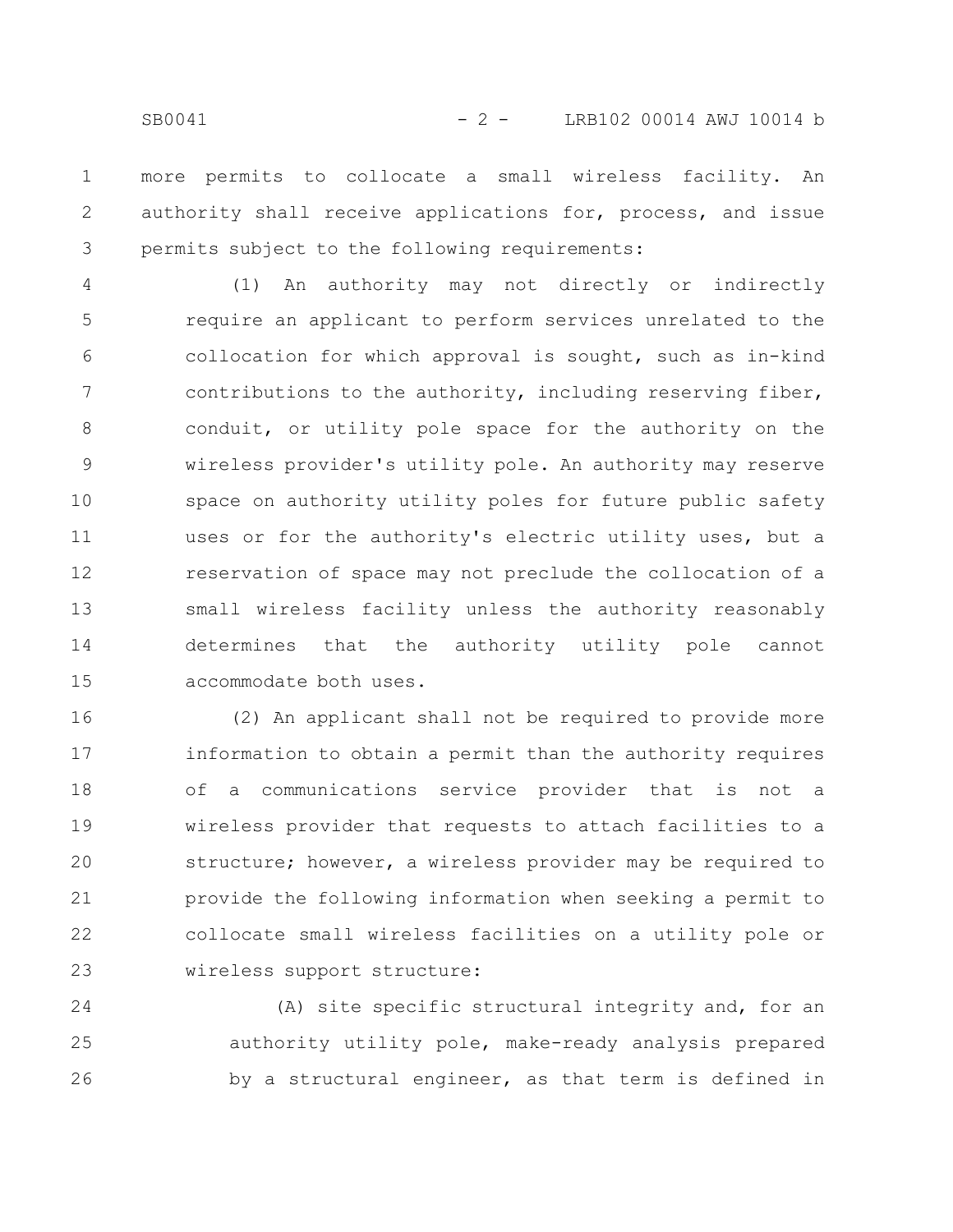more permits to collocate a small wireless facility. An authority shall receive applications for, process, and issue permits subject to the following requirements:

(1) An authority may not directly or indirectly require an applicant to perform services unrelated to the collocation for which approval is sought, such as in-kind contributions to the authority, including reserving fiber, conduit, or utility pole space for the authority on the wireless provider's utility pole. An authority may reserve space on authority utility poles for future public safety uses or for the authority's electric utility uses, but a reservation of space may not preclude the collocation of a small wireless facility unless the authority reasonably determines that the authority utility pole cannot accommodate both uses.

(2) An applicant shall not be required to provide more information to obtain a permit than the authority requires of a communications service provider that is not a wireless provider that requests to attach facilities to a structure; however, a wireless provider may be required to provide the following information when seeking a permit to collocate small wireless facilities on a utility pole or wireless support structure:

(A) site specific structural integrity and, for an authority utility pole, make-ready analysis prepared by a structural engineer, as that term is defined in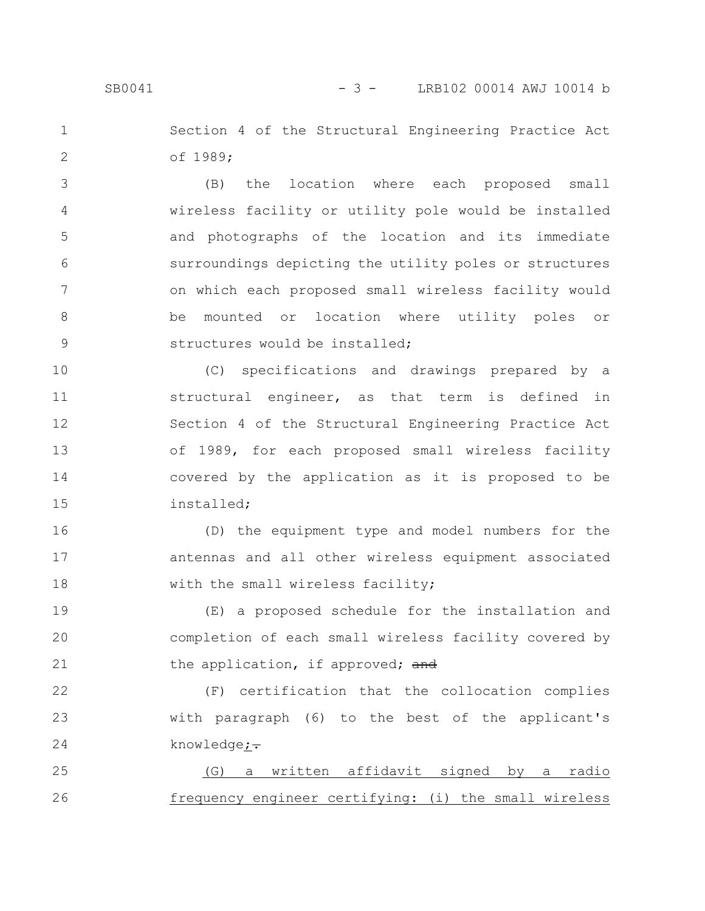Section 4 of the Structural Engineering Practice Act of 1989;

(B) the location where each proposed small wireless facility or utility pole would be installed and photographs of the location and its immediate surroundings depicting the utility poles or structures on which each proposed small wireless facility would be mounted or location where utility poles or structures would be installed;

(C) specifications and drawings prepared by a structural engineer, as that term is defined in Section 4 of the Structural Engineering Practice Act of 1989, for each proposed small wireless facility covered by the application as it is proposed to be installed;

(D) the equipment type and model numbers for the antennas and all other wireless equipment associated with the small wireless facility;

(E) a proposed schedule for the installation and completion of each small wireless facility covered by the application, if approved; ~~and~~

(F) certification that the collocation complies with paragraph (6) to the best of the applicant's knowledge<u>;</u>~~.~~

<u>(G) a written affidavit signed by a radio frequency engineer certifying: (i) the small wireless</u>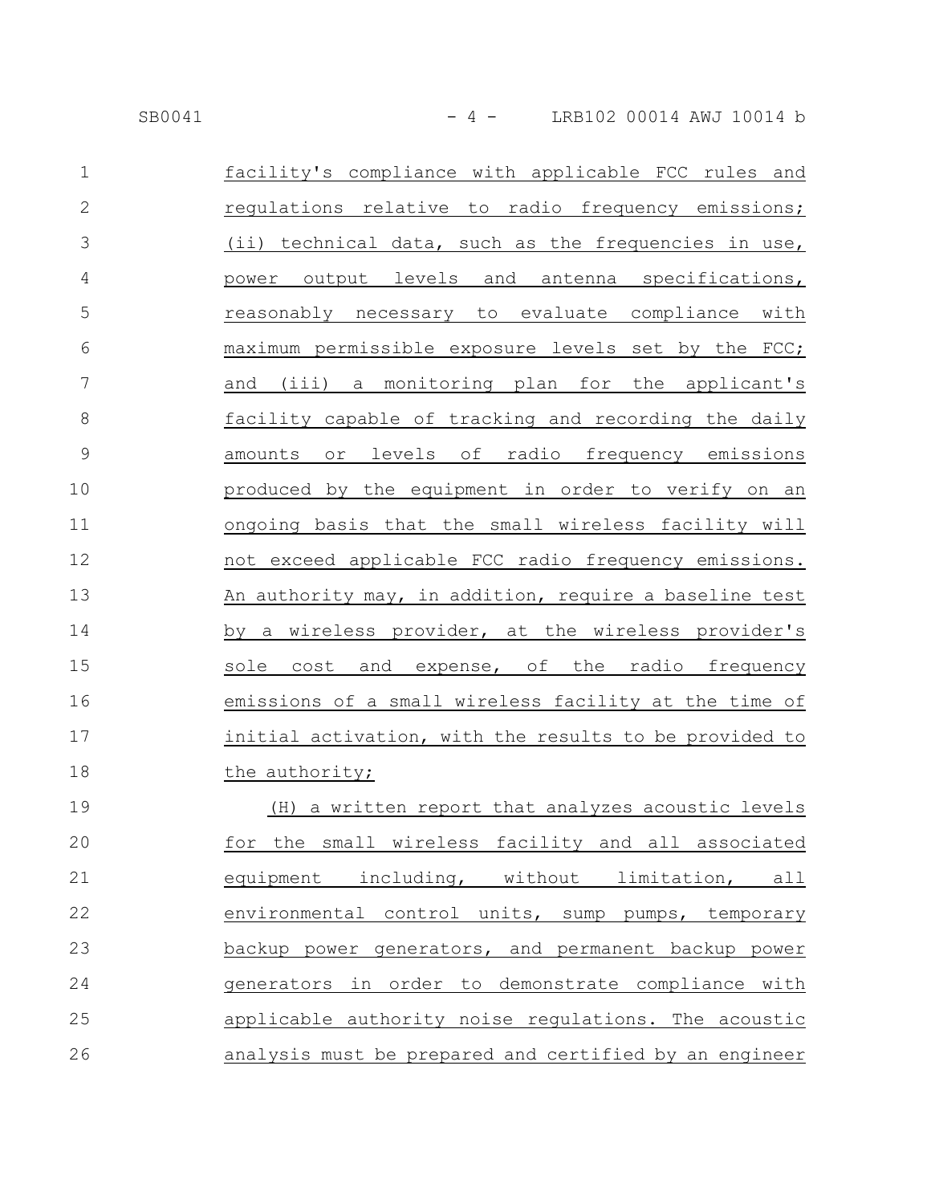facility's compliance with applicable FCC rules and regulations relative to radio frequency emissions; (ii) technical data, such as the frequencies in use, power output levels and antenna specifications, reasonably necessary to evaluate compliance with maximum permissible exposure levels set by the FCC; and (iii) a monitoring plan for the applicant's facility capable of tracking and recording the daily amounts or levels of radio frequency emissions produced by the equipment in order to verify on an ongoing basis that the small wireless facility will not exceed applicable FCC radio frequency emissions. An authority may, in addition, require a baseline test by a wireless provider, at the wireless provider's sole cost and expense, of the radio frequency emissions of a small wireless facility at the time of initial activation, with the results to be provided to the authority;

(H) a written report that analyzes acoustic levels for the small wireless facility and all associated equipment including, without limitation, all environmental control units, sump pumps, temporary backup power generators, and permanent backup power generators in order to demonstrate compliance with applicable authority noise regulations. The acoustic analysis must be prepared and certified by an engineer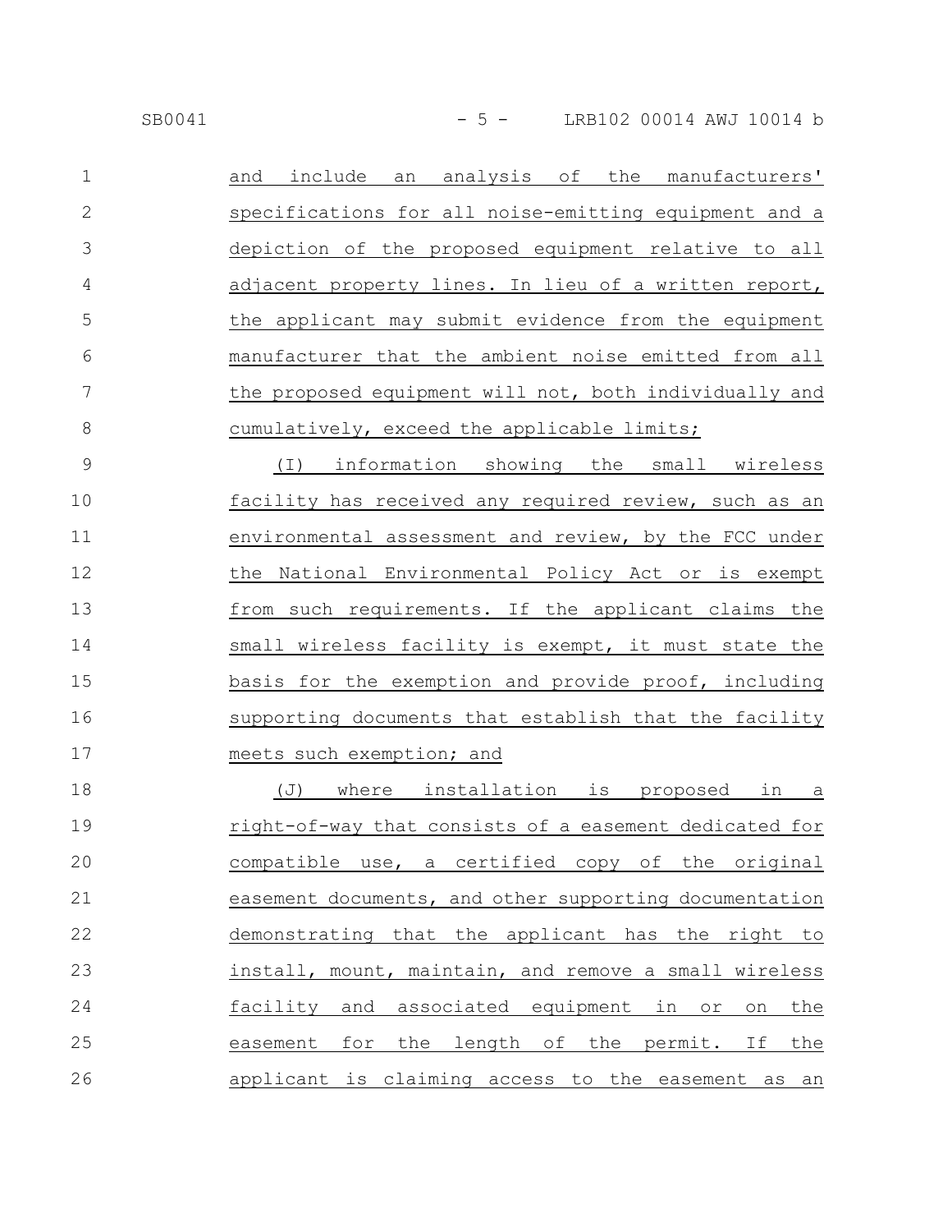and include an analysis of the manufacturers' specifications for all noise-emitting equipment and a depiction of the proposed equipment relative to all adjacent property lines. In lieu of a written report, the applicant may submit evidence from the equipment manufacturer that the ambient noise emitted from all the proposed equipment will not, both individually and cumulatively, exceed the applicable limits;

(I) information showing the small wireless facility has received any required review, such as an environmental assessment and review, by the FCC under the National Environmental Policy Act or is exempt from such requirements. If the applicant claims the small wireless facility is exempt, it must state the basis for the exemption and provide proof, including supporting documents that establish that the facility meets such exemption; and

(J) where installation is proposed in a right-of-way that consists of a easement dedicated for compatible use, a certified copy of the original easement documents, and other supporting documentation demonstrating that the applicant has the right to install, mount, maintain, and remove a small wireless facility and associated equipment in or on the easement for the length of the permit. If the applicant is claiming access to the easement as an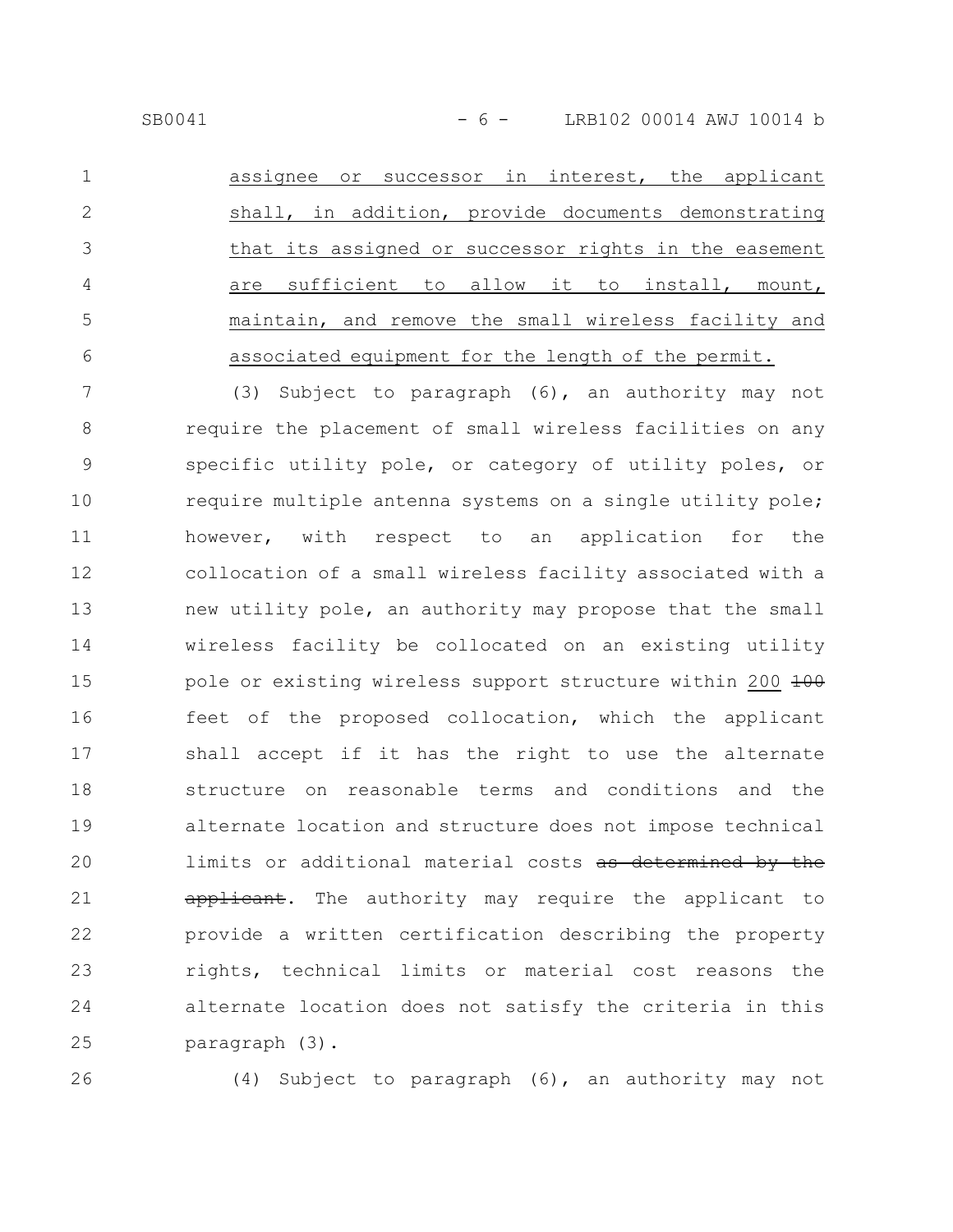assignee or successor in interest, the applicant shall, in addition, provide documents demonstrating that its assigned or successor rights in the easement are sufficient to allow it to install, mount, maintain, and remove the small wireless facility and associated equipment for the length of the permit.

(3) Subject to paragraph (6), an authority may not require the placement of small wireless facilities on any specific utility pole, or category of utility poles, or require multiple antenna systems on a single utility pole; however, with respect to an application for the collocation of a small wireless facility associated with a new utility pole, an authority may propose that the small wireless facility be collocated on an existing utility pole or existing wireless support structure within 200 ~~100~~ feet of the proposed collocation, which the applicant shall accept if it has the right to use the alternate structure on reasonable terms and conditions and the alternate location and structure does not impose technical limits or additional material costs ~~as determined by the applicant~~. The authority may require the applicant to provide a written certification describing the property rights, technical limits or material cost reasons the alternate location does not satisfy the criteria in this paragraph (3).

(4) Subject to paragraph (6), an authority may not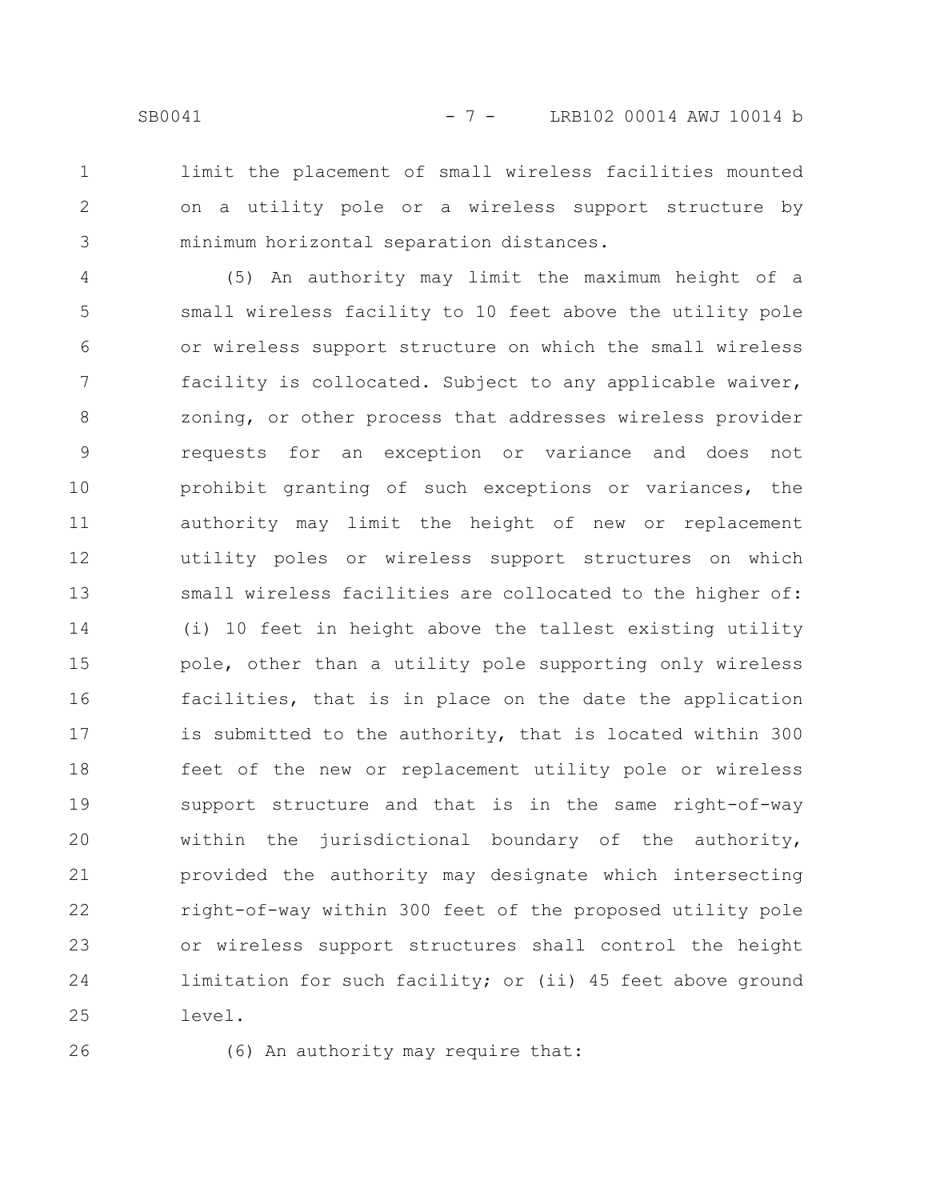limit the placement of small wireless facilities mounted on a utility pole or a wireless support structure by minimum horizontal separation distances.

(5) An authority may limit the maximum height of a small wireless facility to 10 feet above the utility pole or wireless support structure on which the small wireless facility is collocated. Subject to any applicable waiver, zoning, or other process that addresses wireless provider requests for an exception or variance and does not prohibit granting of such exceptions or variances, the authority may limit the height of new or replacement utility poles or wireless support structures on which small wireless facilities are collocated to the higher of: (i) 10 feet in height above the tallest existing utility pole, other than a utility pole supporting only wireless facilities, that is in place on the date the application is submitted to the authority, that is located within 300 feet of the new or replacement utility pole or wireless support structure and that is in the same right-of-way within the jurisdictional boundary of the authority, provided the authority may designate which intersecting right-of-way within 300 feet of the proposed utility pole or wireless support structures shall control the height limitation for such facility; or (ii) 45 feet above ground level.

(6) An authority may require that: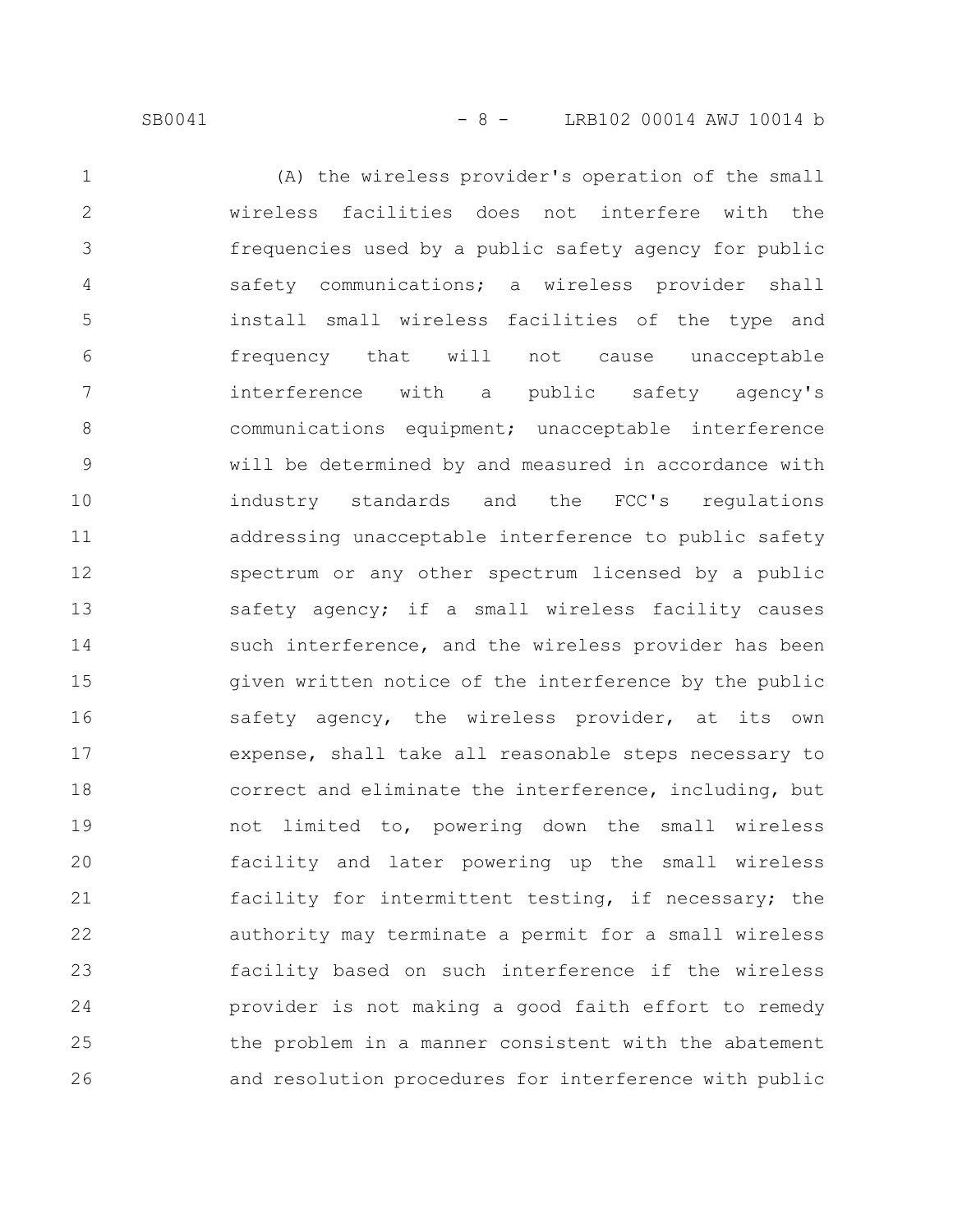(A) the wireless provider's operation of the small wireless facilities does not interfere with the frequencies used by a public safety agency for public safety communications; a wireless provider shall install small wireless facilities of the type and frequency that will not cause unacceptable interference with a public safety agency's communications equipment; unacceptable interference will be determined by and measured in accordance with industry standards and the FCC's regulations addressing unacceptable interference to public safety spectrum or any other spectrum licensed by a public safety agency; if a small wireless facility causes such interference, and the wireless provider has been given written notice of the interference by the public safety agency, the wireless provider, at its own expense, shall take all reasonable steps necessary to correct and eliminate the interference, including, but not limited to, powering down the small wireless facility and later powering up the small wireless facility for intermittent testing, if necessary; the authority may terminate a permit for a small wireless facility based on such interference if the wireless provider is not making a good faith effort to remedy the problem in a manner consistent with the abatement and resolution procedures for interference with public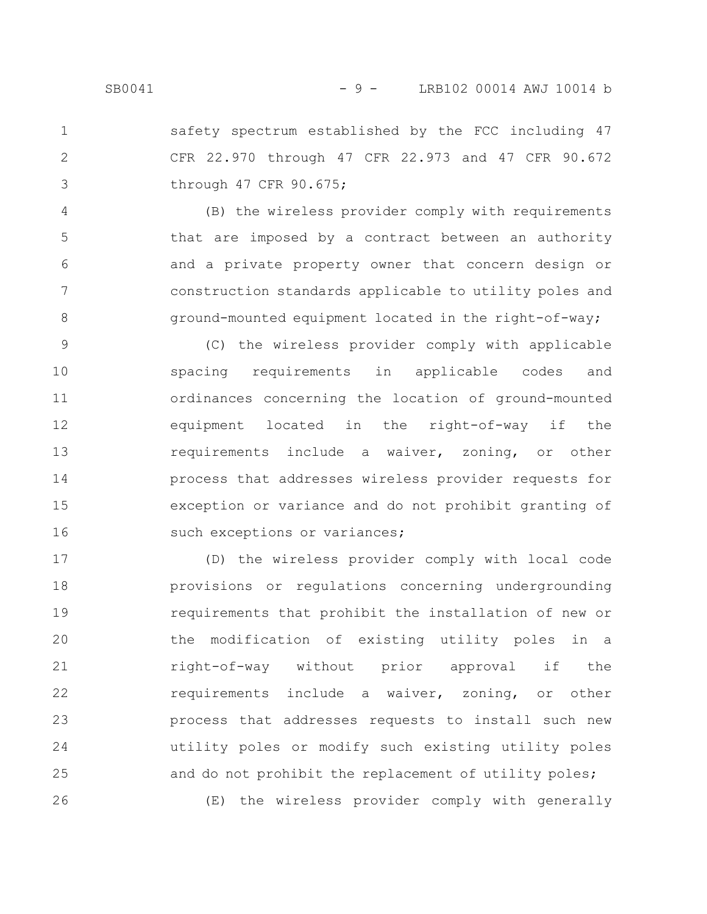safety spectrum established by the FCC including 47 CFR 22.970 through 47 CFR 22.973 and 47 CFR 90.672 through 47 CFR 90.675;

(B) the wireless provider comply with requirements that are imposed by a contract between an authority and a private property owner that concern design or construction standards applicable to utility poles and ground-mounted equipment located in the right-of-way;

(C) the wireless provider comply with applicable spacing requirements in applicable codes and ordinances concerning the location of ground-mounted equipment located in the right-of-way if the requirements include a waiver, zoning, or other process that addresses wireless provider requests for exception or variance and do not prohibit granting of such exceptions or variances;

(D) the wireless provider comply with local code provisions or regulations concerning undergrounding requirements that prohibit the installation of new or the modification of existing utility poles in a right-of-way without prior approval if the requirements include a waiver, zoning, or other process that addresses requests to install such new utility poles or modify such existing utility poles and do not prohibit the replacement of utility poles;

(E) the wireless provider comply with generally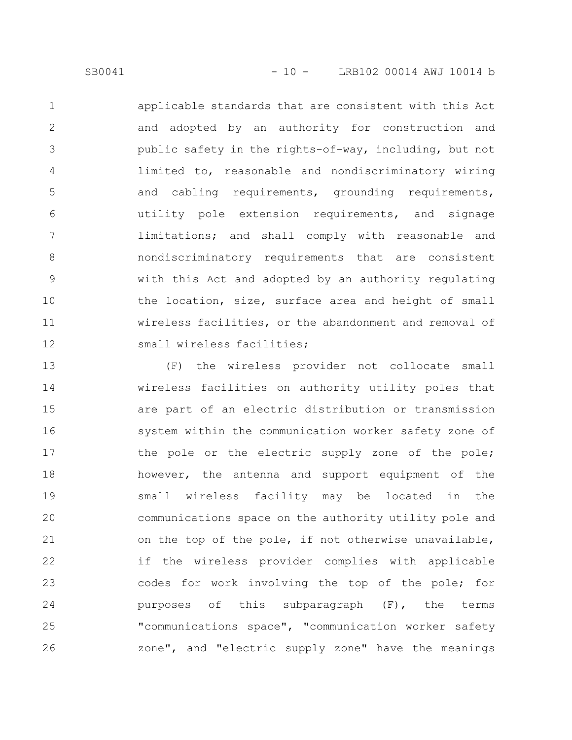applicable standards that are consistent with this Act and adopted by an authority for construction and public safety in the rights-of-way, including, but not limited to, reasonable and nondiscriminatory wiring and cabling requirements, grounding requirements, utility pole extension requirements, and signage limitations; and shall comply with reasonable and nondiscriminatory requirements that are consistent with this Act and adopted by an authority regulating the location, size, surface area and height of small wireless facilities, or the abandonment and removal of small wireless facilities;

(F) the wireless provider not collocate small wireless facilities on authority utility poles that are part of an electric distribution or transmission system within the communication worker safety zone of the pole or the electric supply zone of the pole; however, the antenna and support equipment of the small wireless facility may be located in the communications space on the authority utility pole and on the top of the pole, if not otherwise unavailable, if the wireless provider complies with applicable codes for work involving the top of the pole; for purposes of this subparagraph (F), the terms "communications space", "communication worker safety zone", and "electric supply zone" have the meanings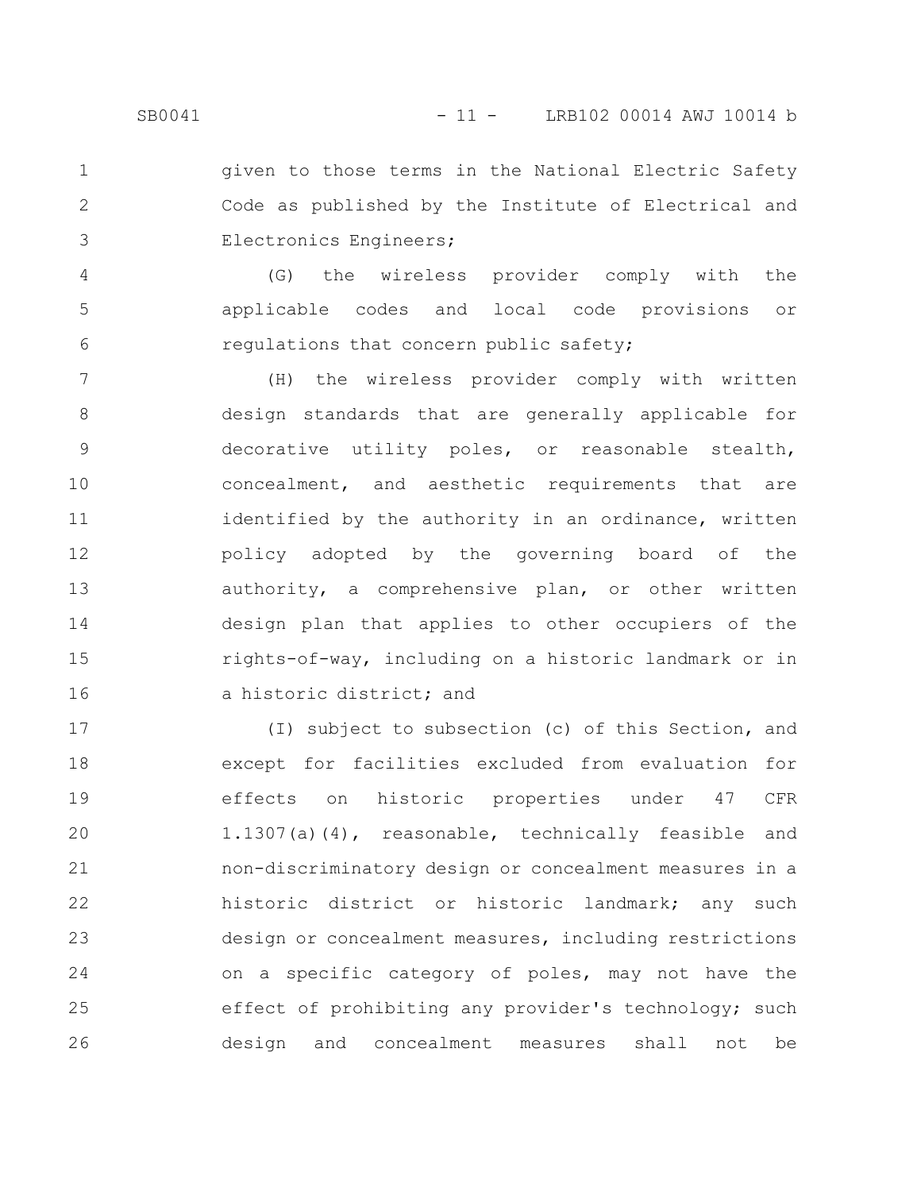given to those terms in the National Electric Safety Code as published by the Institute of Electrical and Electronics Engineers;

(G) the wireless provider comply with the applicable codes and local code provisions or regulations that concern public safety;

(H) the wireless provider comply with written design standards that are generally applicable for decorative utility poles, or reasonable stealth, concealment, and aesthetic requirements that are identified by the authority in an ordinance, written policy adopted by the governing board of the authority, a comprehensive plan, or other written design plan that applies to other occupiers of the rights-of-way, including on a historic landmark or in a historic district; and

(I) subject to subsection (c) of this Section, and except for facilities excluded from evaluation for effects on historic properties under 47 CFR 1.1307(a)(4), reasonable, technically feasible and non-discriminatory design or concealment measures in a historic district or historic landmark; any such design or concealment measures, including restrictions on a specific category of poles, may not have the effect of prohibiting any provider's technology; such design and concealment measures shall not be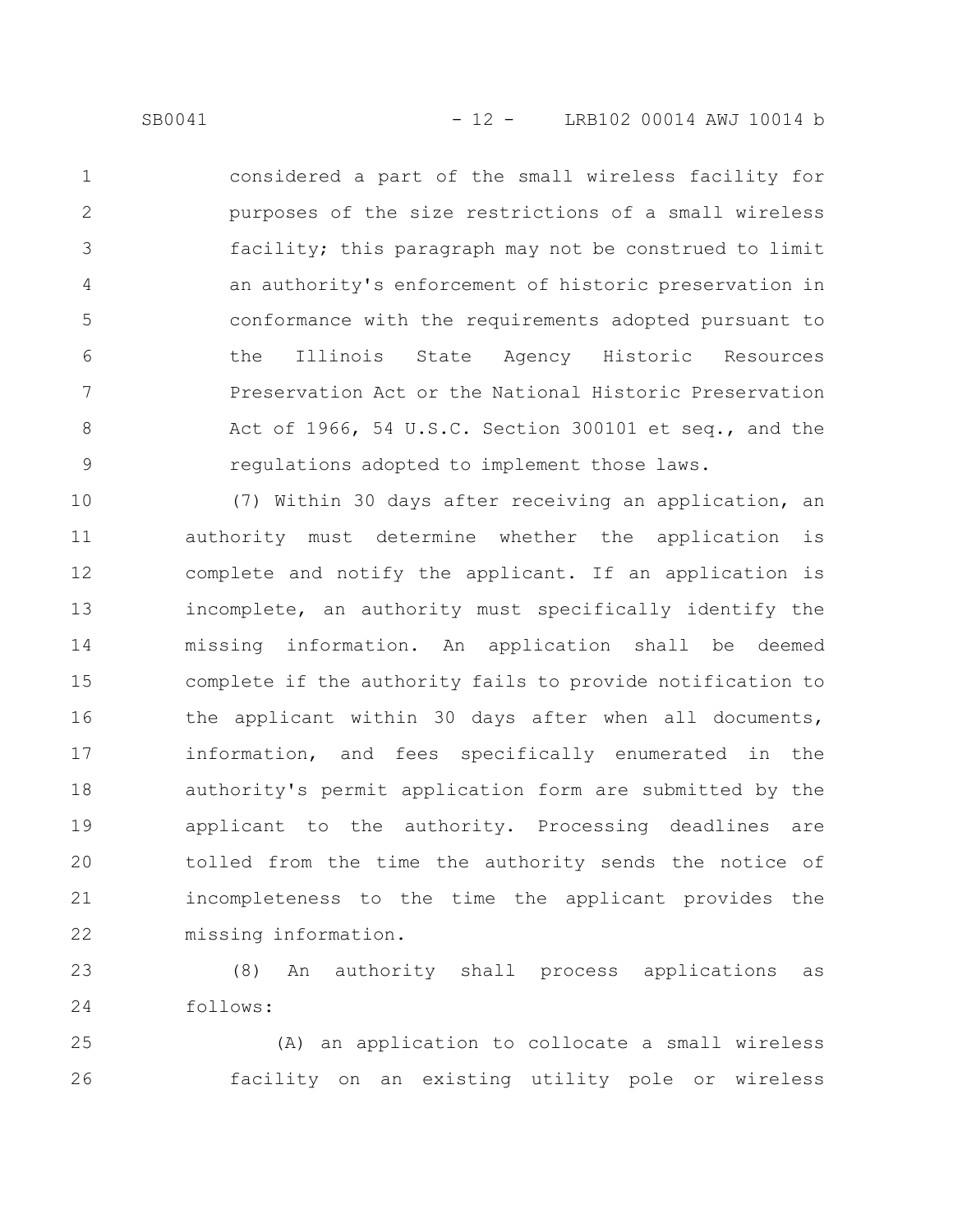considered a part of the small wireless facility for purposes of the size restrictions of a small wireless facility; this paragraph may not be construed to limit an authority's enforcement of historic preservation in conformance with the requirements adopted pursuant to the Illinois State Agency Historic Resources Preservation Act or the National Historic Preservation Act of 1966, 54 U.S.C. Section 300101 et seq., and the regulations adopted to implement those laws.

(7) Within 30 days after receiving an application, an authority must determine whether the application is complete and notify the applicant. If an application is incomplete, an authority must specifically identify the missing information. An application shall be deemed complete if the authority fails to provide notification to the applicant within 30 days after when all documents, information, and fees specifically enumerated in the authority's permit application form are submitted by the applicant to the authority. Processing deadlines are tolled from the time the authority sends the notice of incompleteness to the time the applicant provides the missing information.

(8) An authority shall process applications as follows:

(A) an application to collocate a small wireless facility on an existing utility pole or wireless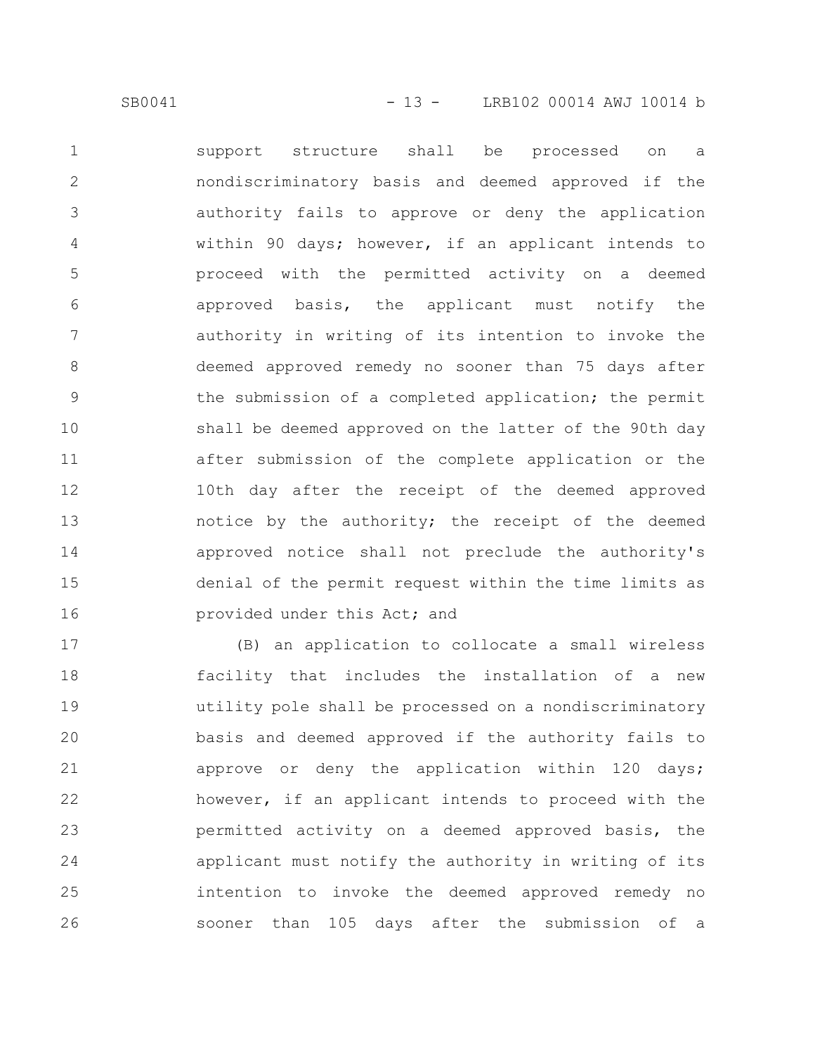support structure shall be processed on a nondiscriminatory basis and deemed approved if the authority fails to approve or deny the application within 90 days; however, if an applicant intends to proceed with the permitted activity on a deemed approved basis, the applicant must notify the authority in writing of its intention to invoke the deemed approved remedy no sooner than 75 days after the submission of a completed application; the permit shall be deemed approved on the latter of the 90th day after submission of the complete application or the 10th day after the receipt of the deemed approved notice by the authority; the receipt of the deemed approved notice shall not preclude the authority's denial of the permit request within the time limits as provided under this Act; and

(B) an application to collocate a small wireless facility that includes the installation of a new utility pole shall be processed on a nondiscriminatory basis and deemed approved if the authority fails to approve or deny the application within 120 days; however, if an applicant intends to proceed with the permitted activity on a deemed approved basis, the applicant must notify the authority in writing of its intention to invoke the deemed approved remedy no sooner than 105 days after the submission of a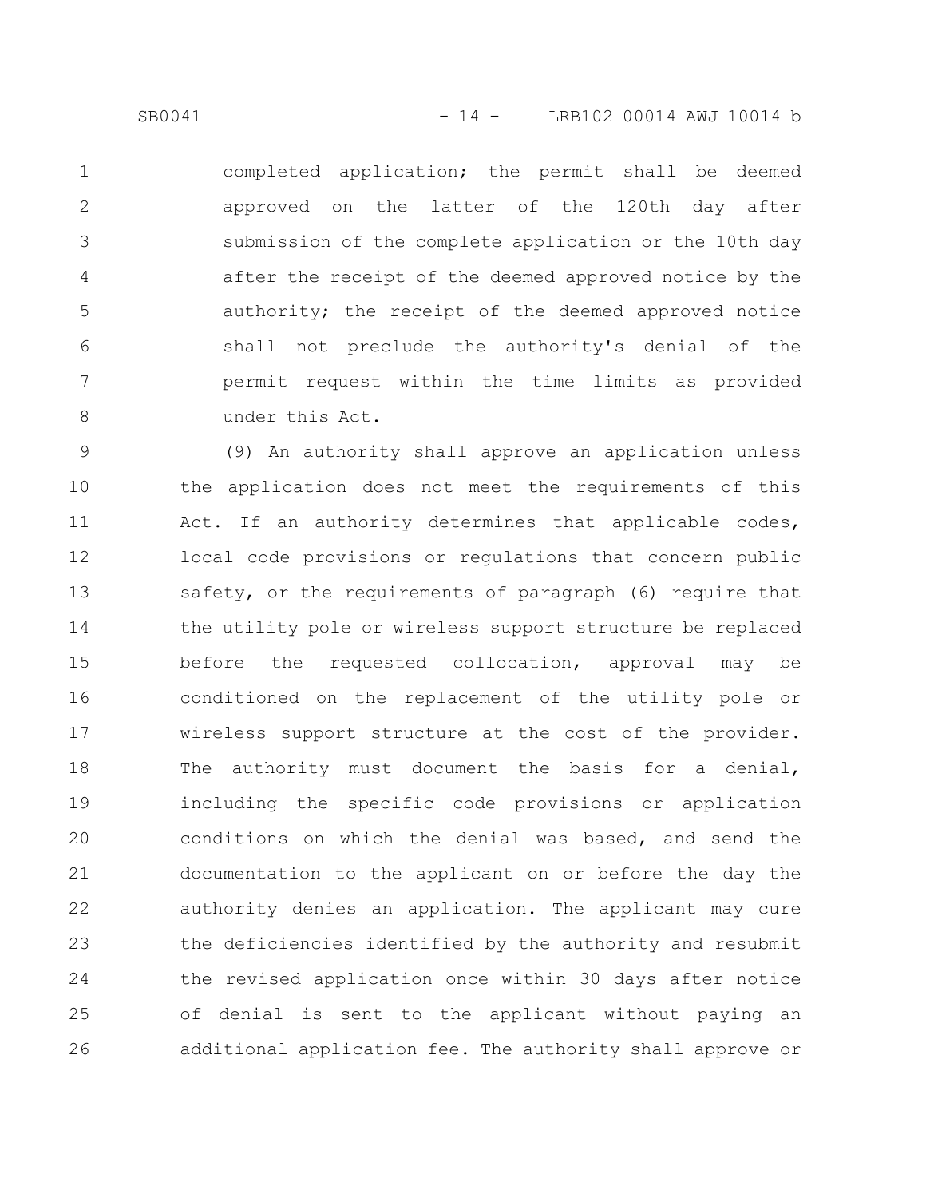completed application; the permit shall be deemed approved on the latter of the 120th day after submission of the complete application or the 10th day after the receipt of the deemed approved notice by the authority; the receipt of the deemed approved notice shall not preclude the authority's denial of the permit request within the time limits as provided under this Act.

(9) An authority shall approve an application unless the application does not meet the requirements of this Act. If an authority determines that applicable codes, local code provisions or regulations that concern public safety, or the requirements of paragraph (6) require that the utility pole or wireless support structure be replaced before the requested collocation, approval may be conditioned on the replacement of the utility pole or wireless support structure at the cost of the provider. The authority must document the basis for a denial, including the specific code provisions or application conditions on which the denial was based, and send the documentation to the applicant on or before the day the authority denies an application. The applicant may cure the deficiencies identified by the authority and resubmit the revised application once within 30 days after notice of denial is sent to the applicant without paying an additional application fee. The authority shall approve or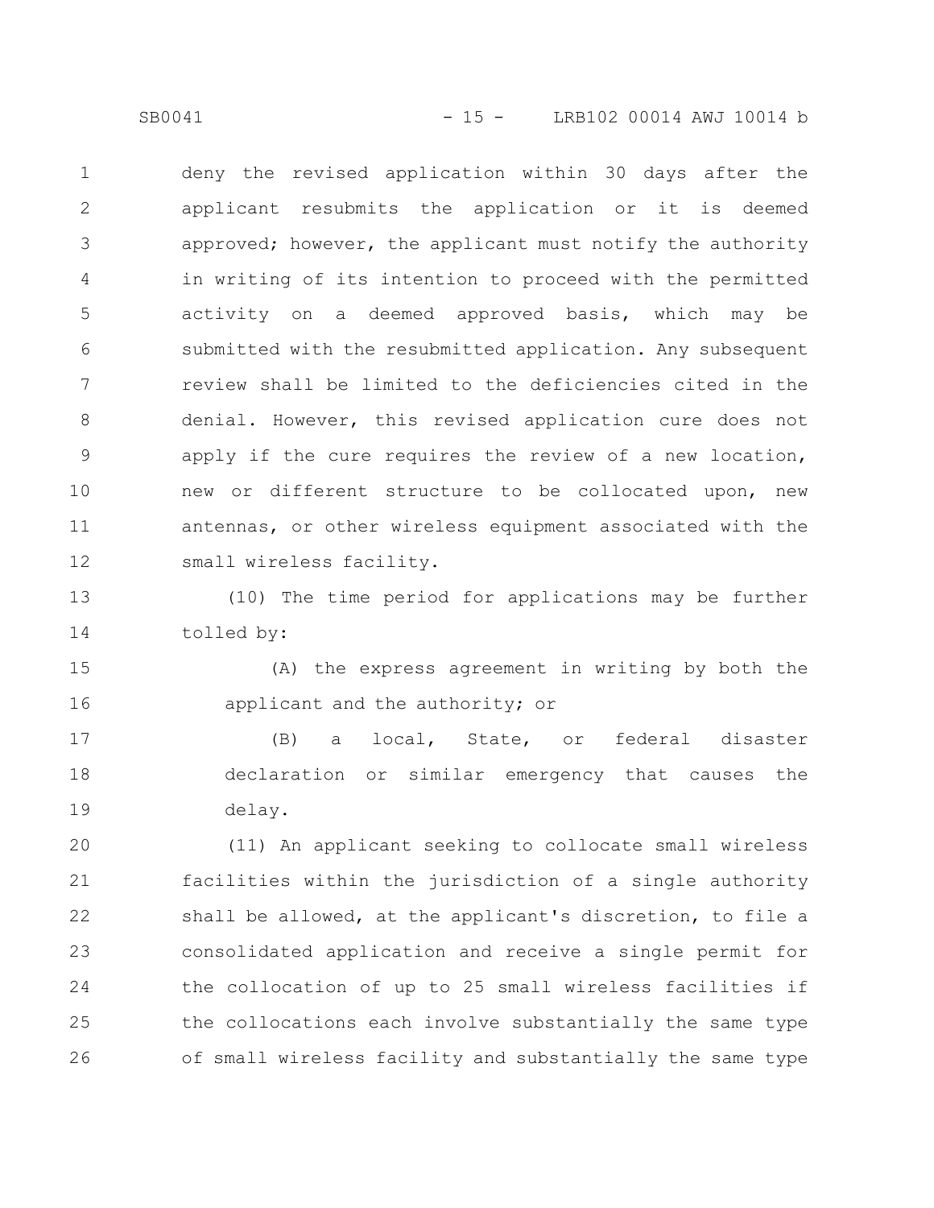deny the revised application within 30 days after the applicant resubmits the application or it is deemed approved; however, the applicant must notify the authority in writing of its intention to proceed with the permitted activity on a deemed approved basis, which may be submitted with the resubmitted application. Any subsequent review shall be limited to the deficiencies cited in the denial. However, this revised application cure does not apply if the cure requires the review of a new location, new or different structure to be collocated upon, new antennas, or other wireless equipment associated with the small wireless facility.

(10) The time period for applications may be further tolled by:

(A) the express agreement in writing by both the applicant and the authority; or

(B) a local, State, or federal disaster declaration or similar emergency that causes the delay.

(11) An applicant seeking to collocate small wireless facilities within the jurisdiction of a single authority shall be allowed, at the applicant's discretion, to file a consolidated application and receive a single permit for the collocation of up to 25 small wireless facilities if the collocations each involve substantially the same type of small wireless facility and substantially the same type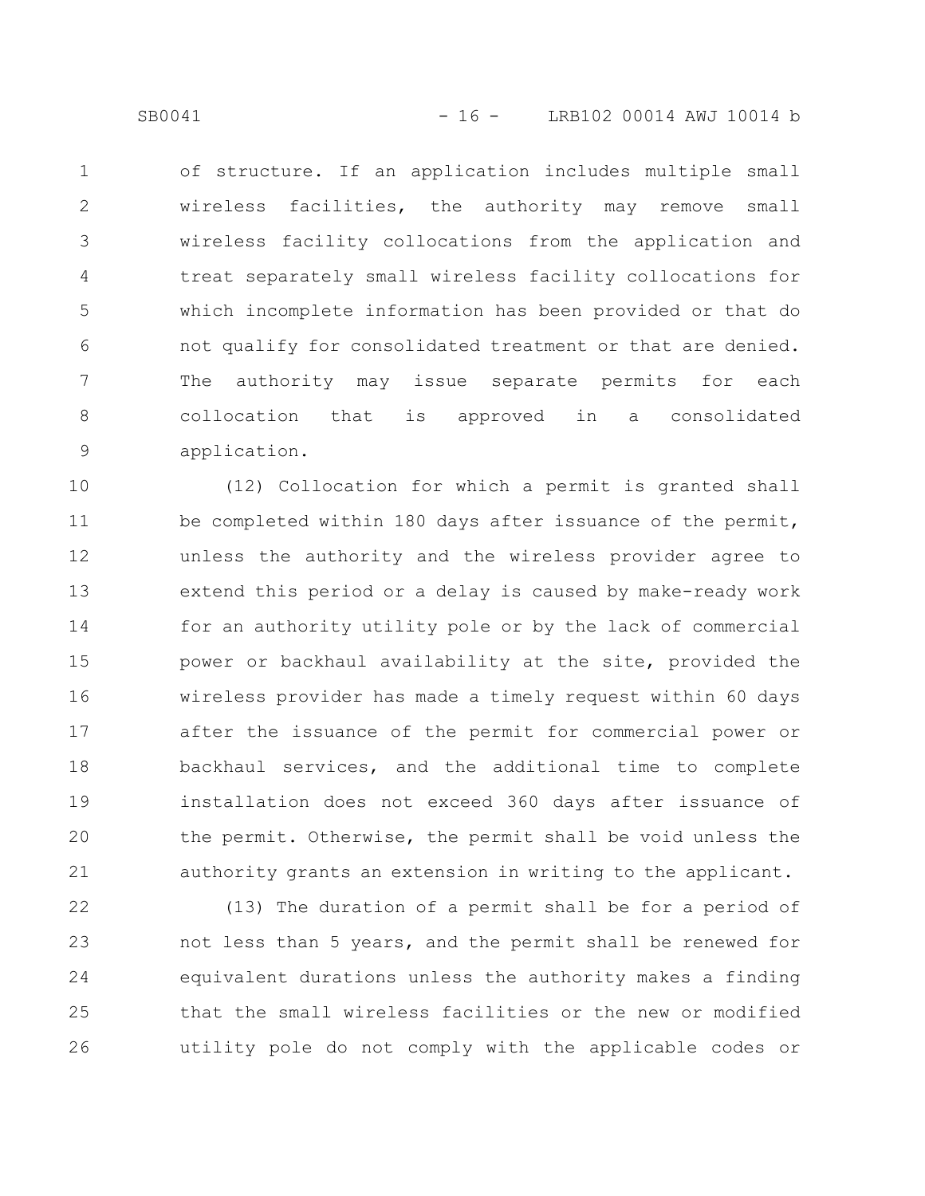of structure. If an application includes multiple small wireless facilities, the authority may remove small wireless facility collocations from the application and treat separately small wireless facility collocations for which incomplete information has been provided or that do not qualify for consolidated treatment or that are denied. The authority may issue separate permits for each collocation that is approved in a consolidated application.

(12) Collocation for which a permit is granted shall be completed within 180 days after issuance of the permit, unless the authority and the wireless provider agree to extend this period or a delay is caused by make-ready work for an authority utility pole or by the lack of commercial power or backhaul availability at the site, provided the wireless provider has made a timely request within 60 days after the issuance of the permit for commercial power or backhaul services, and the additional time to complete installation does not exceed 360 days after issuance of the permit. Otherwise, the permit shall be void unless the authority grants an extension in writing to the applicant.

(13) The duration of a permit shall be for a period of not less than 5 years, and the permit shall be renewed for equivalent durations unless the authority makes a finding that the small wireless facilities or the new or modified utility pole do not comply with the applicable codes or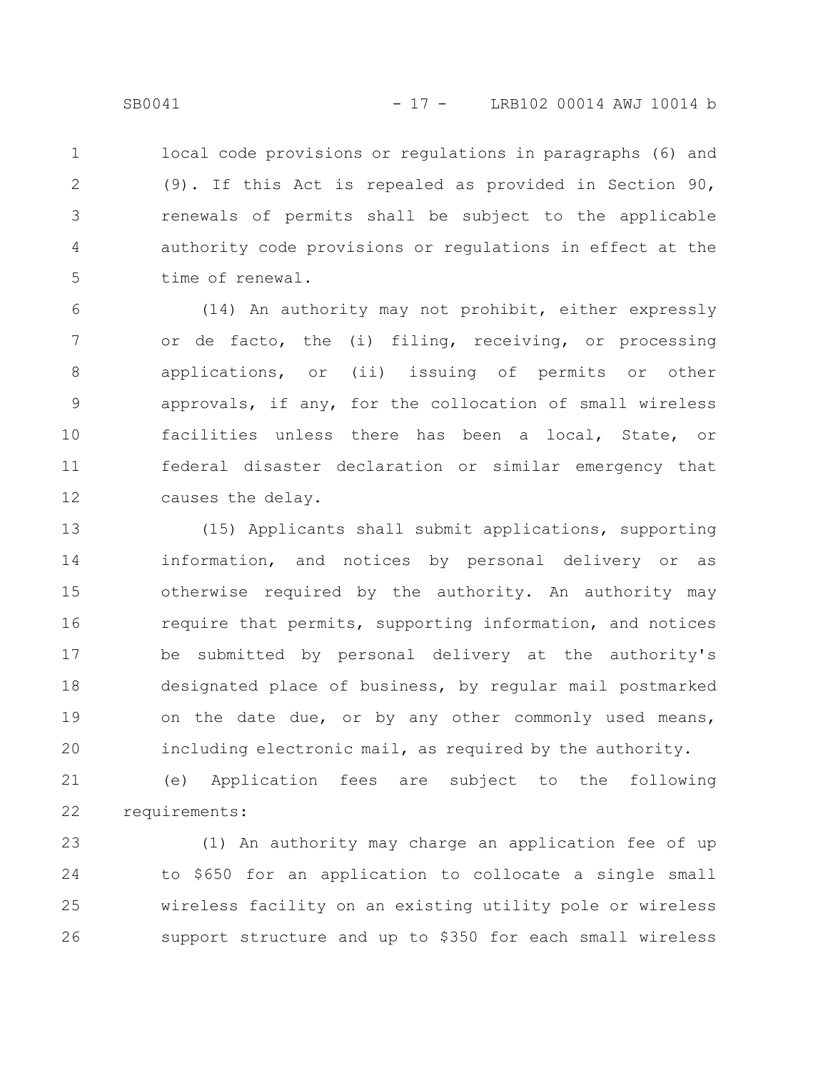local code provisions or regulations in paragraphs (6) and (9). If this Act is repealed as provided in Section 90, renewals of permits shall be subject to the applicable authority code provisions or regulations in effect at the time of renewal.

(14) An authority may not prohibit, either expressly or de facto, the (i) filing, receiving, or processing applications, or (ii) issuing of permits or other approvals, if any, for the collocation of small wireless facilities unless there has been a local, State, or federal disaster declaration or similar emergency that causes the delay.

(15) Applicants shall submit applications, supporting information, and notices by personal delivery or as otherwise required by the authority. An authority may require that permits, supporting information, and notices be submitted by personal delivery at the authority's designated place of business, by regular mail postmarked on the date due, or by any other commonly used means, including electronic mail, as required by the authority.

(e) Application fees are subject to the following requirements:

(1) An authority may charge an application fee of up to $650 for an application to collocate a single small wireless facility on an existing utility pole or wireless support structure and up to $350 for each small wireless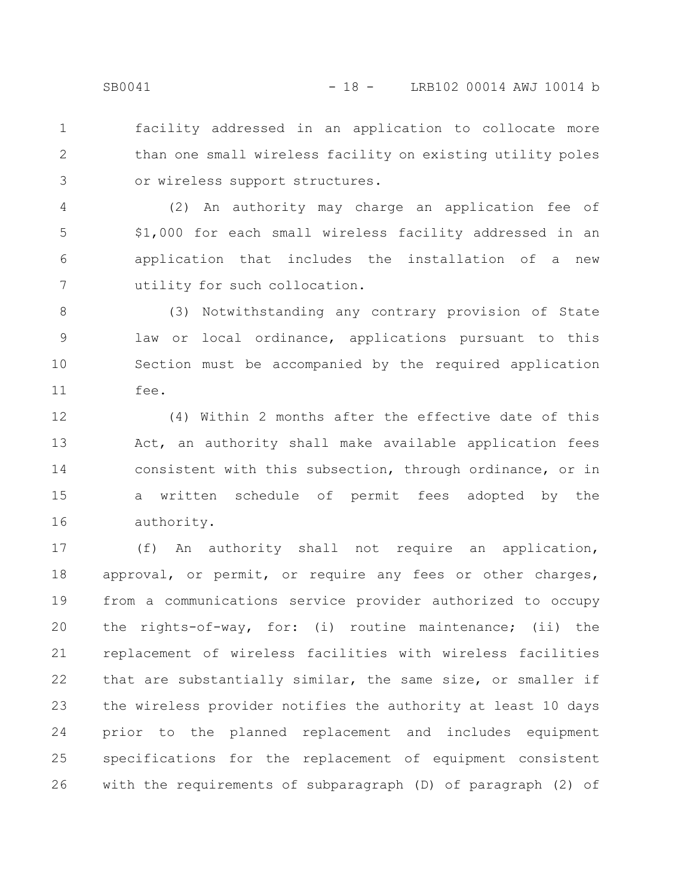facility addressed in an application to collocate more than one small wireless facility on existing utility poles or wireless support structures.

(2) An authority may charge an application fee of $1,000 for each small wireless facility addressed in an application that includes the installation of a new utility for such collocation.

(3) Notwithstanding any contrary provision of State law or local ordinance, applications pursuant to this Section must be accompanied by the required application fee.

(4) Within 2 months after the effective date of this Act, an authority shall make available application fees consistent with this subsection, through ordinance, or in a written schedule of permit fees adopted by the authority.

(f) An authority shall not require an application, approval, or permit, or require any fees or other charges, from a communications service provider authorized to occupy the rights-of-way, for: (i) routine maintenance; (ii) the replacement of wireless facilities with wireless facilities that are substantially similar, the same size, or smaller if the wireless provider notifies the authority at least 10 days prior to the planned replacement and includes equipment specifications for the replacement of equipment consistent with the requirements of subparagraph (D) of paragraph (2) of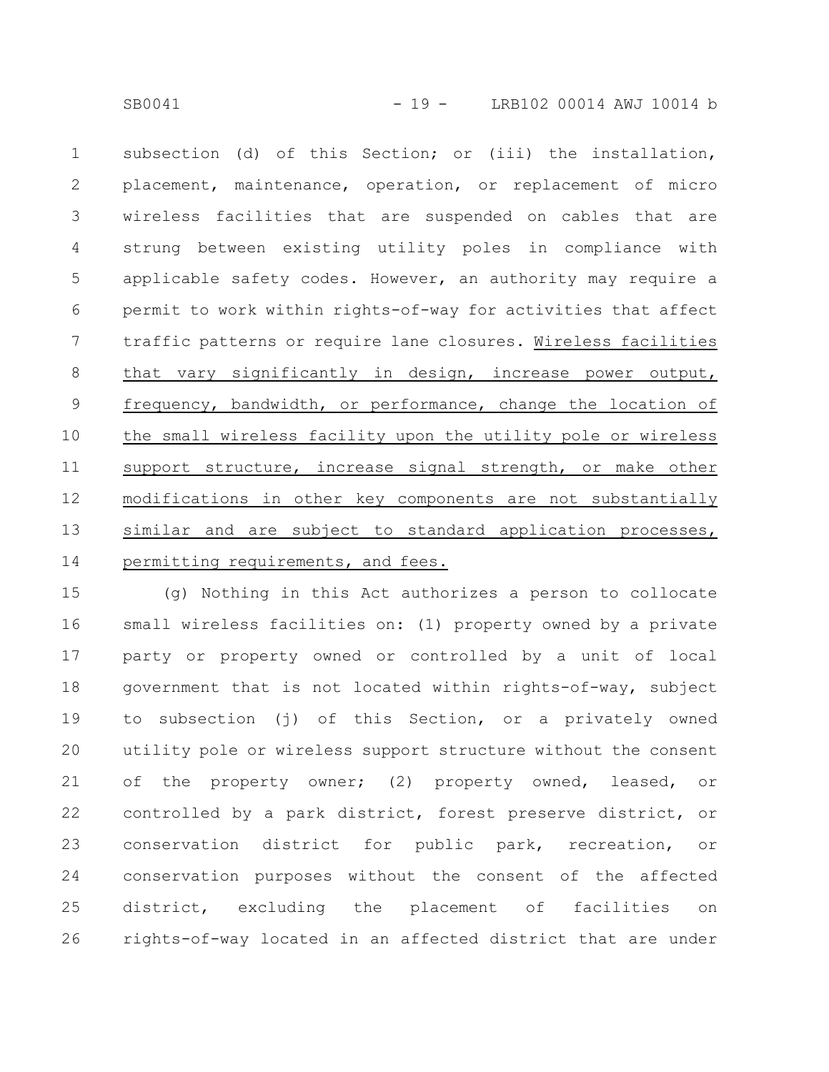subsection (d) of this Section; or (iii) the installation, placement, maintenance, operation, or replacement of micro wireless facilities that are suspended on cables that are strung between existing utility poles in compliance with applicable safety codes. However, an authority may require a permit to work within rights-of-way for activities that affect traffic patterns or require lane closures. <u>Wireless facilities that vary significantly in design, increase power output, frequency, bandwidth, or performance, change the location of the small wireless facility upon the utility pole or wireless support structure, increase signal strength, or make other modifications in other key components are not substantially similar and are subject to standard application processes, permitting requirements, and fees.</u>

(g) Nothing in this Act authorizes a person to collocate small wireless facilities on: (1) property owned by a private party or property owned or controlled by a unit of local government that is not located within rights-of-way, subject to subsection (j) of this Section, or a privately owned utility pole or wireless support structure without the consent of the property owner; (2) property owned, leased, or controlled by a park district, forest preserve district, or conservation district for public park, recreation, or conservation purposes without the consent of the affected district, excluding the placement of facilities on rights-of-way located in an affected district that are under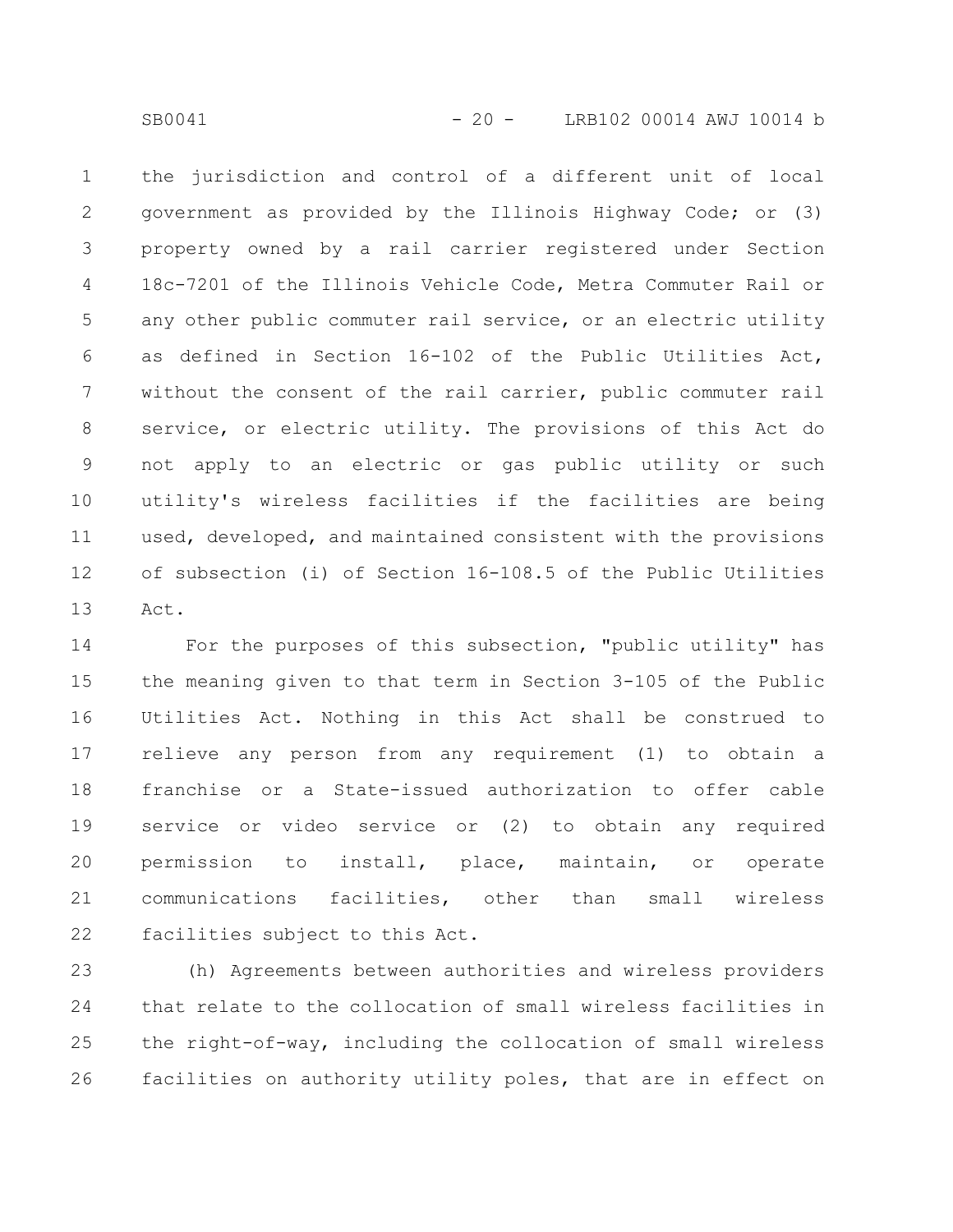the jurisdiction and control of a different unit of local government as provided by the Illinois Highway Code; or (3) property owned by a rail carrier registered under Section 18c-7201 of the Illinois Vehicle Code, Metra Commuter Rail or any other public commuter rail service, or an electric utility as defined in Section 16-102 of the Public Utilities Act, without the consent of the rail carrier, public commuter rail service, or electric utility. The provisions of this Act do not apply to an electric or gas public utility or such utility's wireless facilities if the facilities are being used, developed, and maintained consistent with the provisions of subsection (i) of Section 16-108.5 of the Public Utilities Act.

For the purposes of this subsection, "public utility" has the meaning given to that term in Section 3-105 of the Public Utilities Act. Nothing in this Act shall be construed to relieve any person from any requirement (1) to obtain a franchise or a State-issued authorization to offer cable service or video service or (2) to obtain any required permission to install, place, maintain, or operate communications facilities, other than small wireless facilities subject to this Act.

(h) Agreements between authorities and wireless providers that relate to the collocation of small wireless facilities in the right-of-way, including the collocation of small wireless facilities on authority utility poles, that are in effect on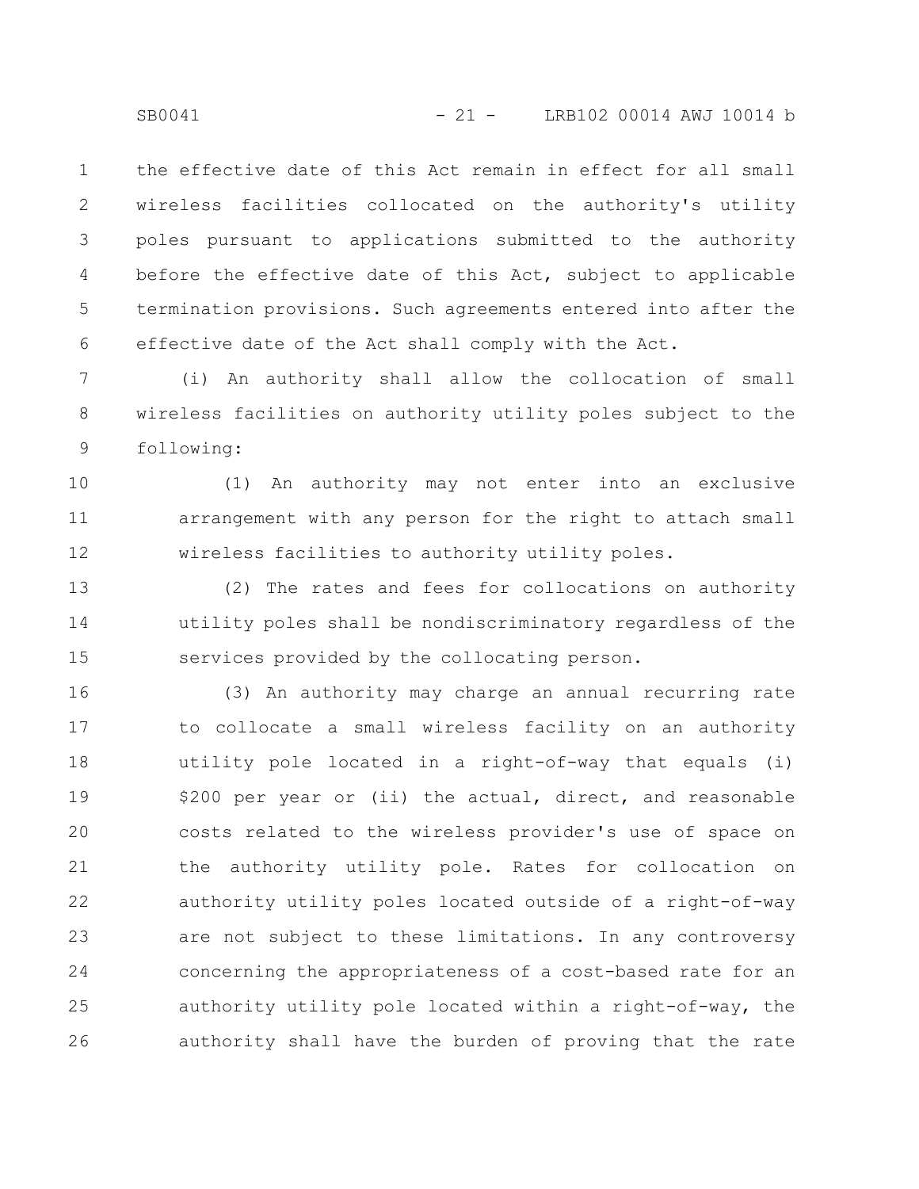the effective date of this Act remain in effect for all small wireless facilities collocated on the authority's utility poles pursuant to applications submitted to the authority before the effective date of this Act, subject to applicable termination provisions. Such agreements entered into after the effective date of the Act shall comply with the Act.

(i) An authority shall allow the collocation of small wireless facilities on authority utility poles subject to the following:

(1) An authority may not enter into an exclusive arrangement with any person for the right to attach small wireless facilities to authority utility poles.

(2) The rates and fees for collocations on authority utility poles shall be nondiscriminatory regardless of the services provided by the collocating person.

(3) An authority may charge an annual recurring rate to collocate a small wireless facility on an authority utility pole located in a right-of-way that equals (i) $200 per year or (ii) the actual, direct, and reasonable costs related to the wireless provider's use of space on the authority utility pole. Rates for collocation on authority utility poles located outside of a right-of-way are not subject to these limitations. In any controversy concerning the appropriateness of a cost-based rate for an authority utility pole located within a right-of-way, the authority shall have the burden of proving that the rate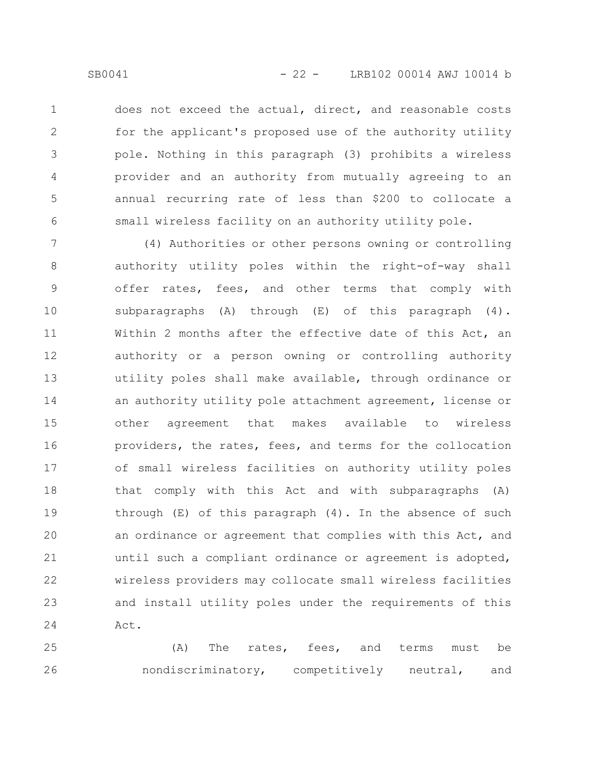does not exceed the actual, direct, and reasonable costs for the applicant's proposed use of the authority utility pole. Nothing in this paragraph (3) prohibits a wireless provider and an authority from mutually agreeing to an annual recurring rate of less than $200 to collocate a small wireless facility on an authority utility pole.

(4) Authorities or other persons owning or controlling authority utility poles within the right-of-way shall offer rates, fees, and other terms that comply with subparagraphs (A) through (E) of this paragraph (4). Within 2 months after the effective date of this Act, an authority or a person owning or controlling authority utility poles shall make available, through ordinance or an authority utility pole attachment agreement, license or other agreement that makes available to wireless providers, the rates, fees, and terms for the collocation of small wireless facilities on authority utility poles that comply with this Act and with subparagraphs (A) through (E) of this paragraph (4). In the absence of such an ordinance or agreement that complies with this Act, and until such a compliant ordinance or agreement is adopted, wireless providers may collocate small wireless facilities and install utility poles under the requirements of this Act.

(A) The rates, fees, and terms must be nondiscriminatory, competitively neutral, and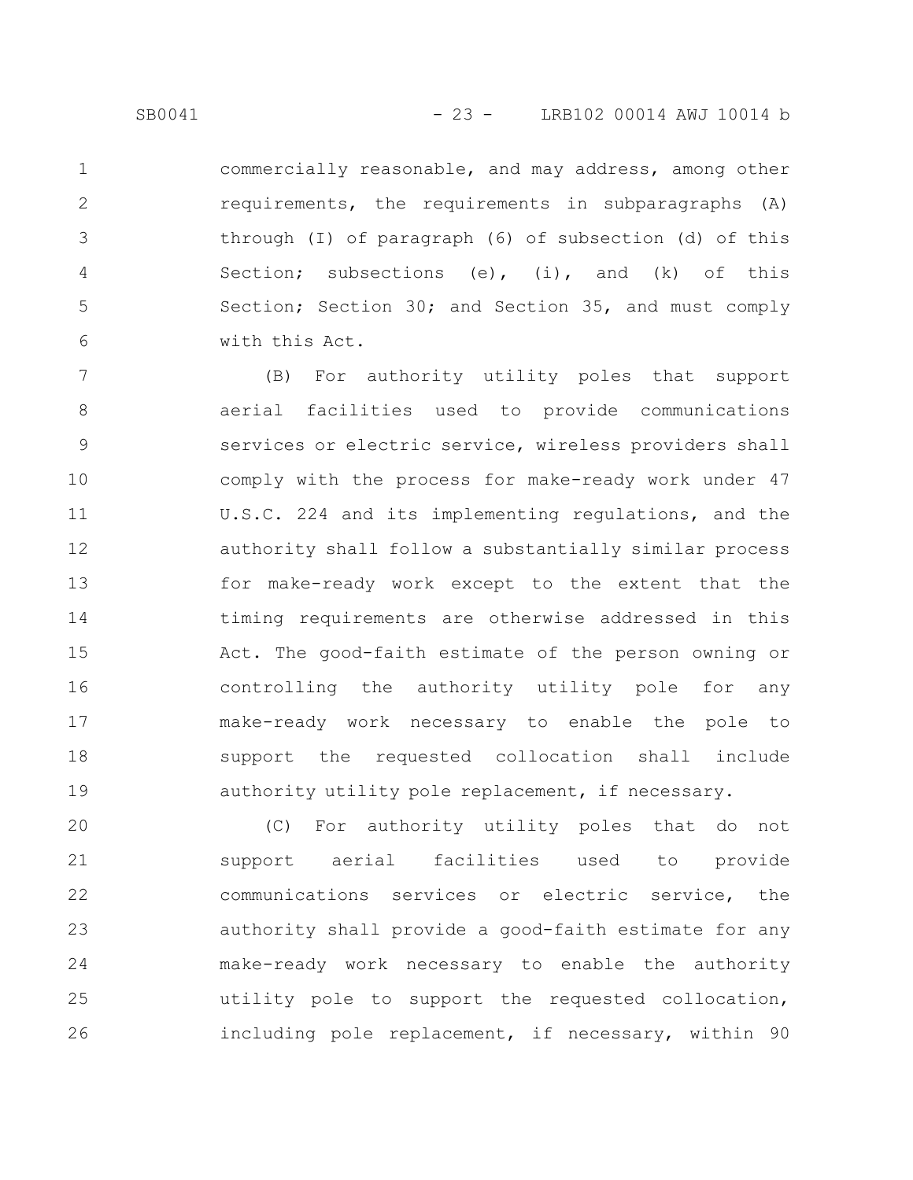commercially reasonable, and may address, among other requirements, the requirements in subparagraphs (A) through (I) of paragraph (6) of subsection (d) of this Section; subsections (e), (i), and (k) of this Section; Section 30; and Section 35, and must comply with this Act.

(B) For authority utility poles that support aerial facilities used to provide communications services or electric service, wireless providers shall comply with the process for make-ready work under 47 U.S.C. 224 and its implementing regulations, and the authority shall follow a substantially similar process for make-ready work except to the extent that the timing requirements are otherwise addressed in this Act. The good-faith estimate of the person owning or controlling the authority utility pole for any make-ready work necessary to enable the pole to support the requested collocation shall include authority utility pole replacement, if necessary.

(C) For authority utility poles that do not support aerial facilities used to provide communications services or electric service, the authority shall provide a good-faith estimate for any make-ready work necessary to enable the authority utility pole to support the requested collocation, including pole replacement, if necessary, within 90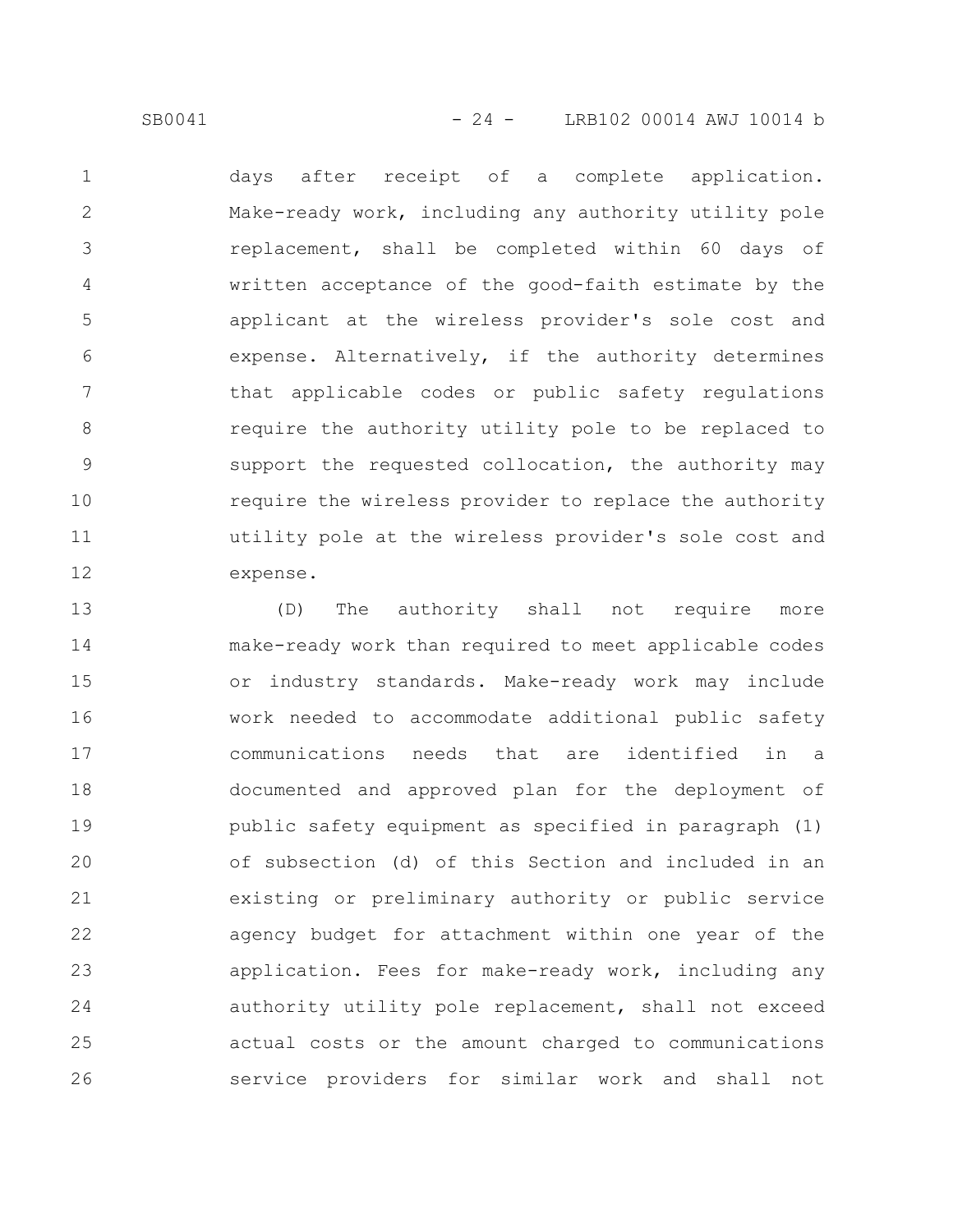days after receipt of a complete application. Make-ready work, including any authority utility pole replacement, shall be completed within 60 days of written acceptance of the good-faith estimate by the applicant at the wireless provider's sole cost and expense. Alternatively, if the authority determines that applicable codes or public safety regulations require the authority utility pole to be replaced to support the requested collocation, the authority may require the wireless provider to replace the authority utility pole at the wireless provider's sole cost and expense.

(D) The authority shall not require more make-ready work than required to meet applicable codes or industry standards. Make-ready work may include work needed to accommodate additional public safety communications needs that are identified in a documented and approved plan for the deployment of public safety equipment as specified in paragraph (1) of subsection (d) of this Section and included in an existing or preliminary authority or public service agency budget for attachment within one year of the application. Fees for make-ready work, including any authority utility pole replacement, shall not exceed actual costs or the amount charged to communications service providers for similar work and shall not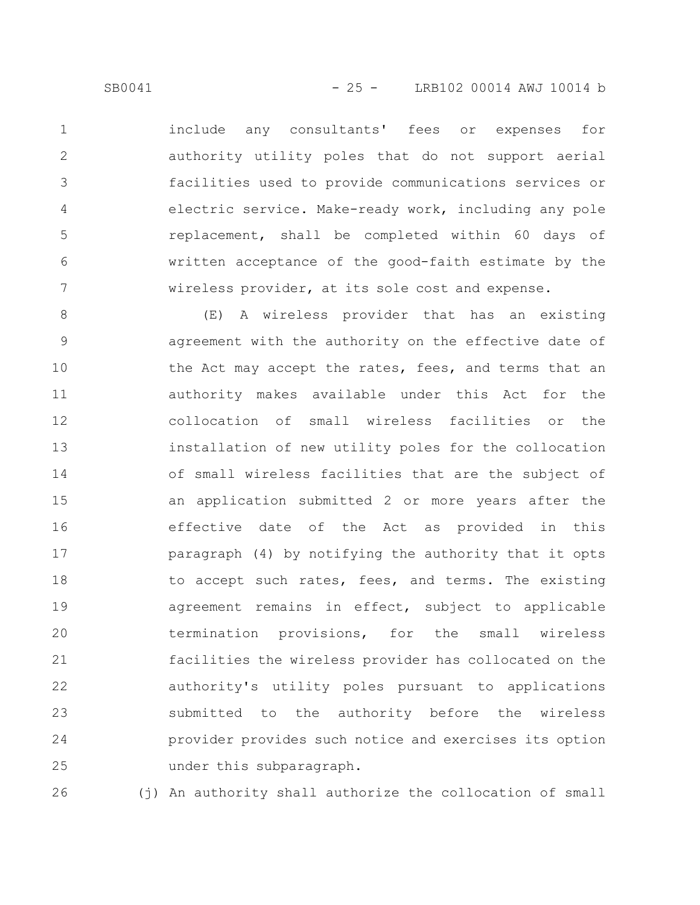include any consultants' fees or expenses for authority utility poles that do not support aerial facilities used to provide communications services or electric service. Make-ready work, including any pole replacement, shall be completed within 60 days of written acceptance of the good-faith estimate by the wireless provider, at its sole cost and expense.

(E) A wireless provider that has an existing agreement with the authority on the effective date of the Act may accept the rates, fees, and terms that an authority makes available under this Act for the collocation of small wireless facilities or the installation of new utility poles for the collocation of small wireless facilities that are the subject of an application submitted 2 or more years after the effective date of the Act as provided in this paragraph (4) by notifying the authority that it opts to accept such rates, fees, and terms. The existing agreement remains in effect, subject to applicable termination provisions, for the small wireless facilities the wireless provider has collocated on the authority's utility poles pursuant to applications submitted to the authority before the wireless provider provides such notice and exercises its option under this subparagraph.

(j) An authority shall authorize the collocation of small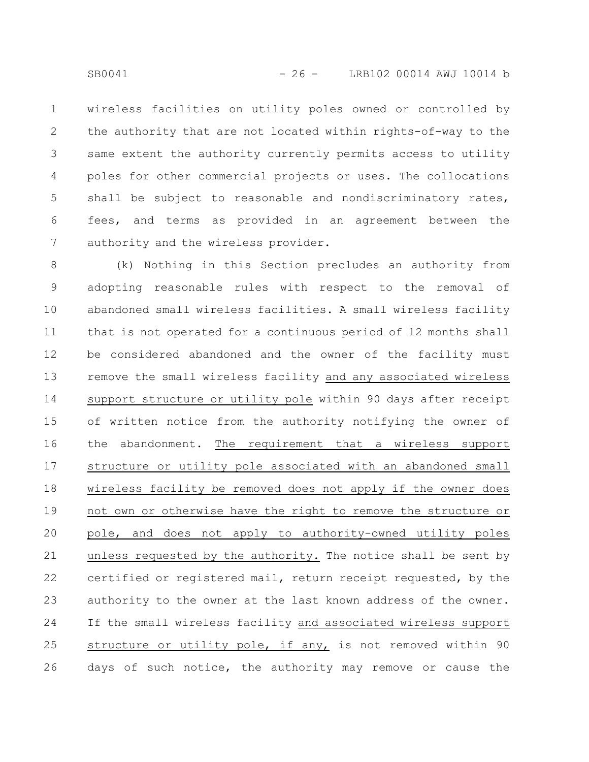wireless facilities on utility poles owned or controlled by the authority that are not located within rights-of-way to the same extent the authority currently permits access to utility poles for other commercial projects or uses. The collocations shall be subject to reasonable and nondiscriminatory rates, fees, and terms as provided in an agreement between the authority and the wireless provider.

(k) Nothing in this Section precludes an authority from adopting reasonable rules with respect to the removal of abandoned small wireless facilities. A small wireless facility that is not operated for a continuous period of 12 months shall be considered abandoned and the owner of the facility must remove the small wireless facility <u>and any associated wireless support structure or utility pole</u> within 90 days after receipt of written notice from the authority notifying the owner of the abandonment. <u>The requirement that a wireless support structure or utility pole associated with an abandoned small wireless facility be removed does not apply if the owner does not own or otherwise have the right to remove the structure or pole, and does not apply to authority-owned utility poles unless requested by the authority.</u> The notice shall be sent by certified or registered mail, return receipt requested, by the authority to the owner at the last known address of the owner. If the small wireless facility <u>and associated wireless support structure or utility pole, if any,</u> is not removed within 90 days of such notice, the authority may remove or cause the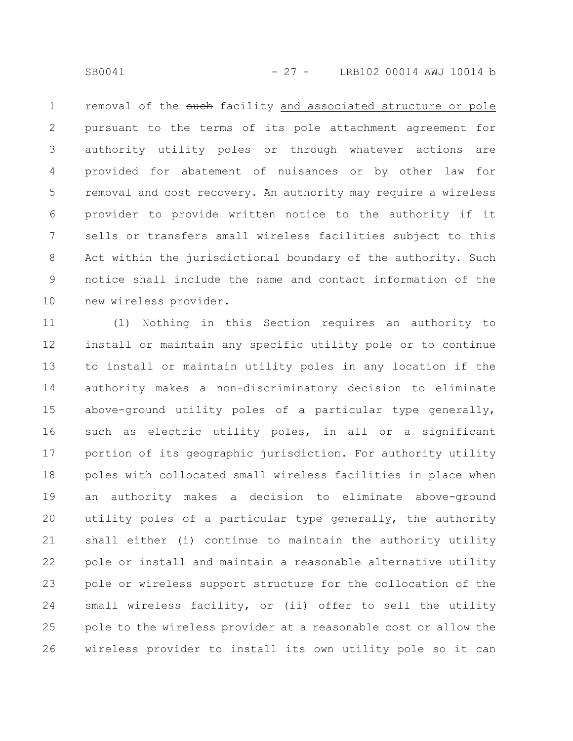removal of the ~~such~~ facility <u>and associated structure or pole</u> pursuant to the terms of its pole attachment agreement for authority utility poles or through whatever actions are provided for abatement of nuisances or by other law for removal and cost recovery. An authority may require a wireless provider to provide written notice to the authority if it sells or transfers small wireless facilities subject to this Act within the jurisdictional boundary of the authority. Such notice shall include the name and contact information of the new wireless provider.

(l) Nothing in this Section requires an authority to install or maintain any specific utility pole or to continue to install or maintain utility poles in any location if the authority makes a non-discriminatory decision to eliminate above-ground utility poles of a particular type generally, such as electric utility poles, in all or a significant portion of its geographic jurisdiction. For authority utility poles with collocated small wireless facilities in place when an authority makes a decision to eliminate above-ground utility poles of a particular type generally, the authority shall either (i) continue to maintain the authority utility pole or install and maintain a reasonable alternative utility pole or wireless support structure for the collocation of the small wireless facility, or (ii) offer to sell the utility pole to the wireless provider at a reasonable cost or allow the wireless provider to install its own utility pole so it can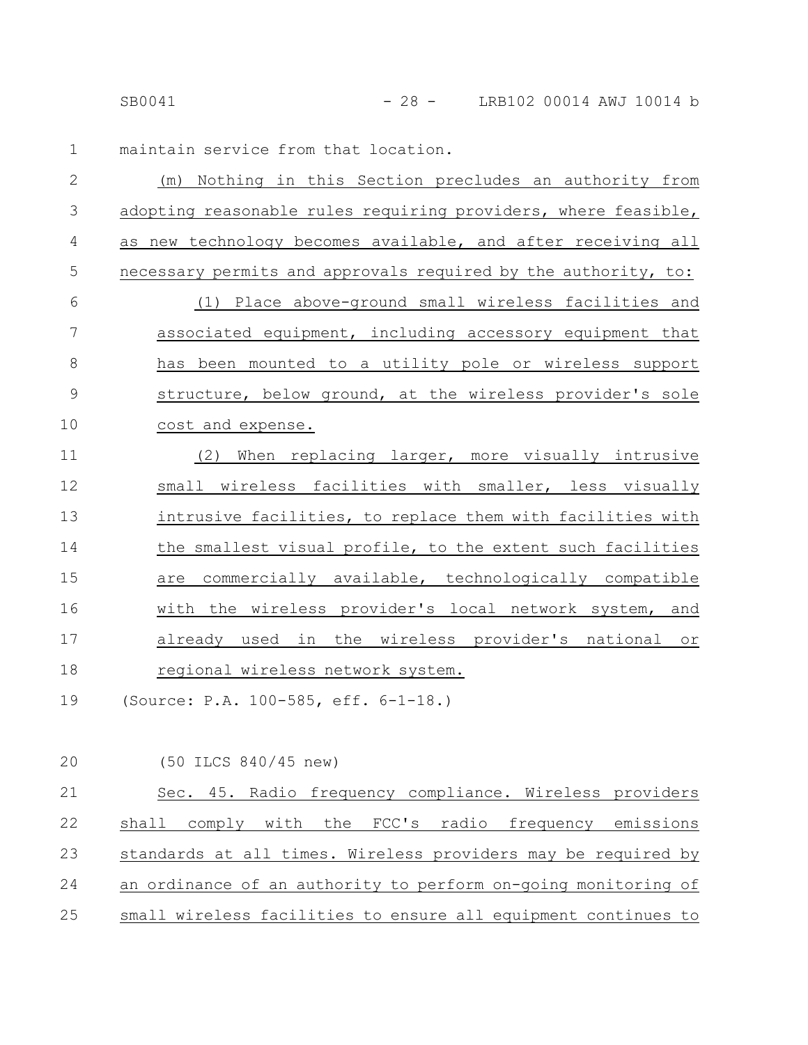maintain service from that location.

(m) Nothing in this Section precludes an authority from adopting reasonable rules requiring providers, where feasible, as new technology becomes available, and after receiving all necessary permits and approvals required by the authority, to:

(1) Place above-ground small wireless facilities and associated equipment, including accessory equipment that has been mounted to a utility pole or wireless support structure, below ground, at the wireless provider's sole cost and expense.

(2) When replacing larger, more visually intrusive small wireless facilities with smaller, less visually intrusive facilities, to replace them with facilities with the smallest visual profile, to the extent such facilities are commercially available, technologically compatible with the wireless provider's local network system, and already used in the wireless provider's national or regional wireless network system.

(Source: P.A. 100-585, eff. 6-1-18.)

(50 ILCS 840/45 new)

Sec. 45. Radio frequency compliance. Wireless providers shall comply with the FCC's radio frequency emissions standards at all times. Wireless providers may be required by an ordinance of an authority to perform on-going monitoring of small wireless facilities to ensure all equipment continues to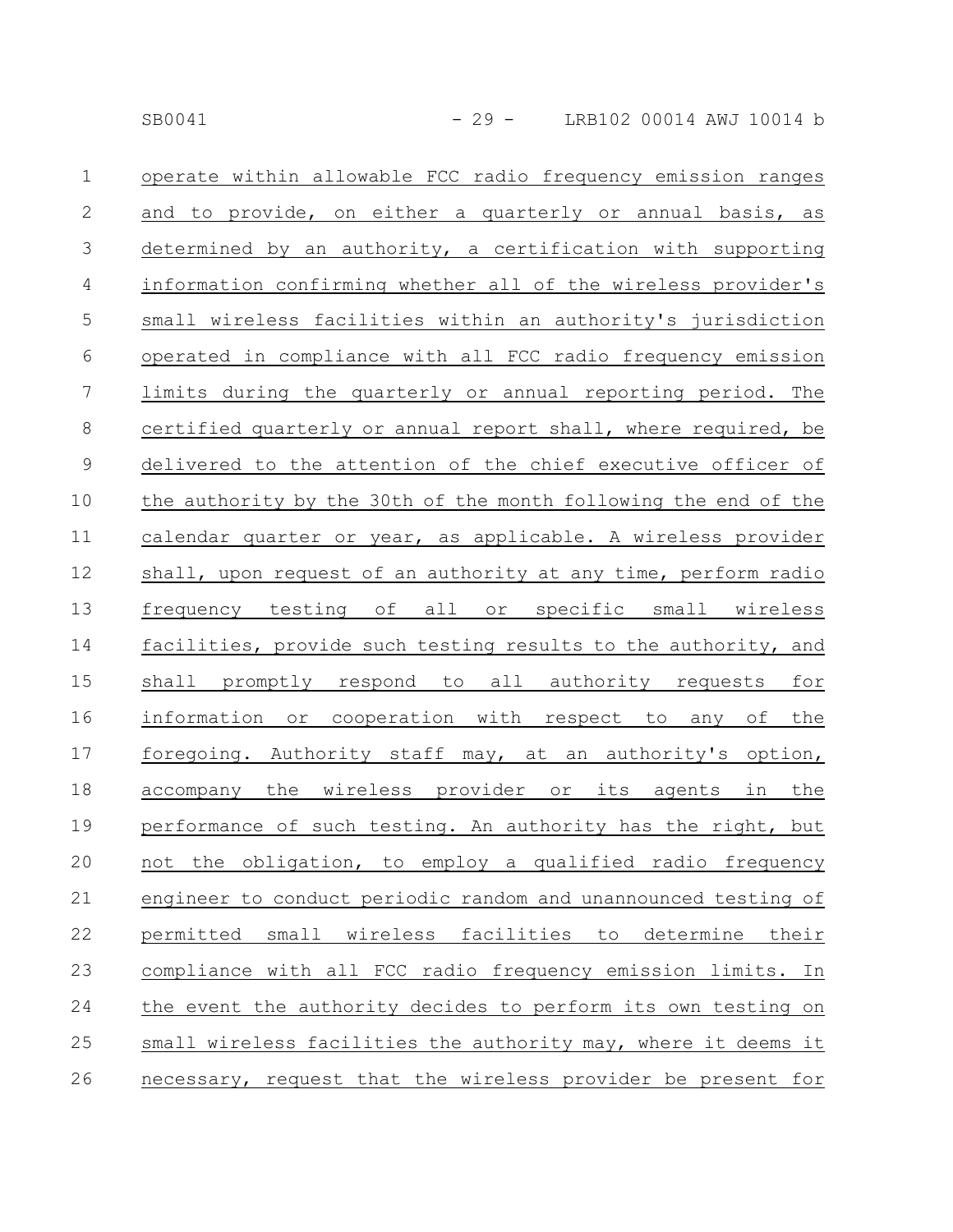operate within allowable FCC radio frequency emission ranges and to provide, on either a quarterly or annual basis, as determined by an authority, a certification with supporting information confirming whether all of the wireless provider's small wireless facilities within an authority's jurisdiction operated in compliance with all FCC radio frequency emission limits during the quarterly or annual reporting period. The certified quarterly or annual report shall, where required, be delivered to the attention of the chief executive officer of the authority by the 30th of the month following the end of the calendar quarter or year, as applicable. A wireless provider shall, upon request of an authority at any time, perform radio frequency testing of all or specific small wireless facilities, provide such testing results to the authority, and shall promptly respond to all authority requests for information or cooperation with respect to any of the foregoing. Authority staff may, at an authority's option, accompany the wireless provider or its agents in the performance of such testing. An authority has the right, but not the obligation, to employ a qualified radio frequency engineer to conduct periodic random and unannounced testing of permitted small wireless facilities to determine their compliance with all FCC radio frequency emission limits. In the event the authority decides to perform its own testing on small wireless facilities the authority may, where it deems it necessary, request that the wireless provider be present for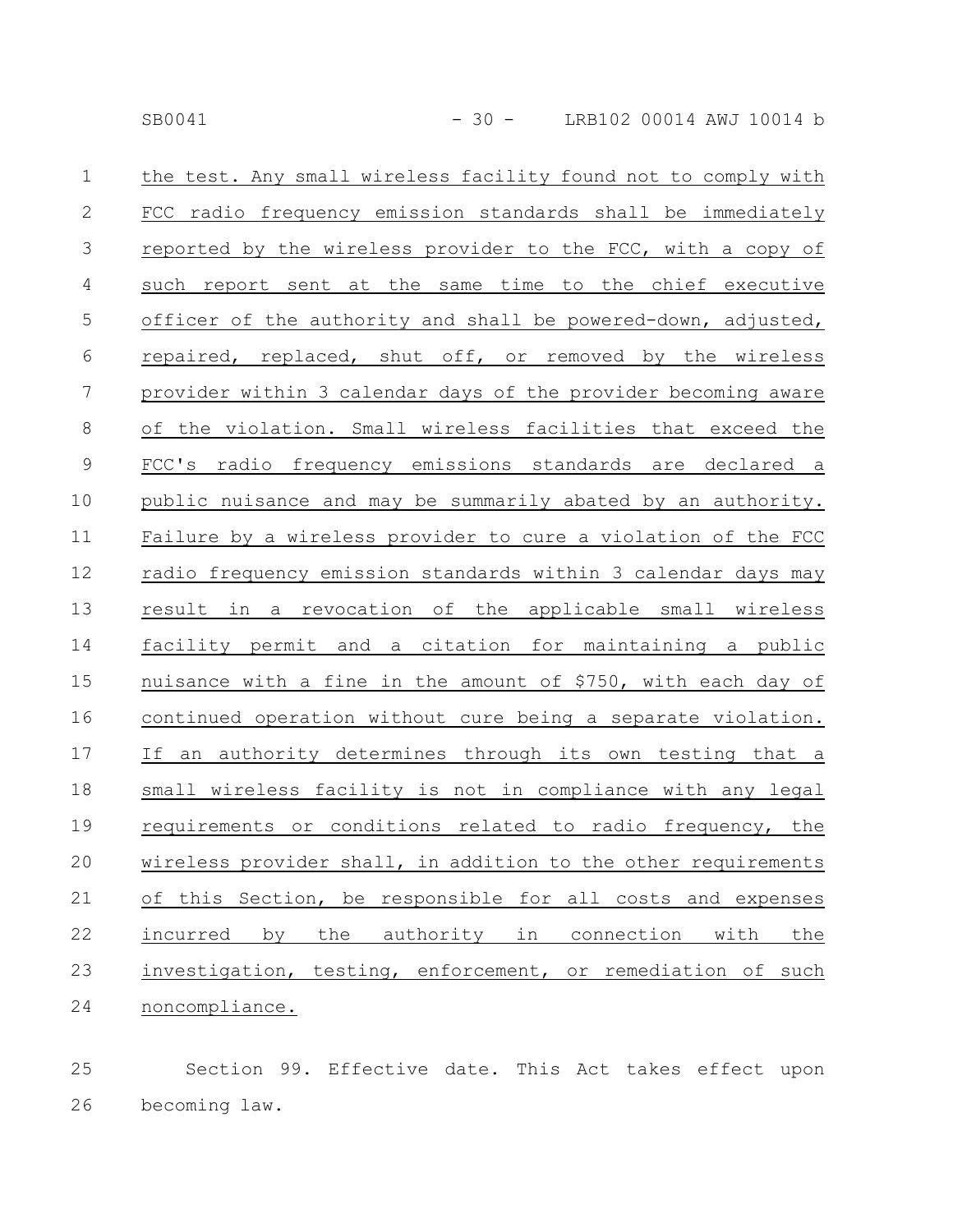the test. Any small wireless facility found not to comply with FCC radio frequency emission standards shall be immediately reported by the wireless provider to the FCC, with a copy of such report sent at the same time to the chief executive officer of the authority and shall be powered-down, adjusted, repaired, replaced, shut off, or removed by the wireless provider within 3 calendar days of the provider becoming aware of the violation. Small wireless facilities that exceed the FCC's radio frequency emissions standards are declared a public nuisance and may be summarily abated by an authority. Failure by a wireless provider to cure a violation of the FCC radio frequency emission standards within 3 calendar days may result in a revocation of the applicable small wireless facility permit and a citation for maintaining a public nuisance with a fine in the amount of $750, with each day of continued operation without cure being a separate violation. If an authority determines through its own testing that a small wireless facility is not in compliance with any legal requirements or conditions related to radio frequency, the wireless provider shall, in addition to the other requirements of this Section, be responsible for all costs and expenses incurred by the authority in connection with the investigation, testing, enforcement, or remediation of such noncompliance.

Section 99. Effective date. This Act takes effect upon becoming law.